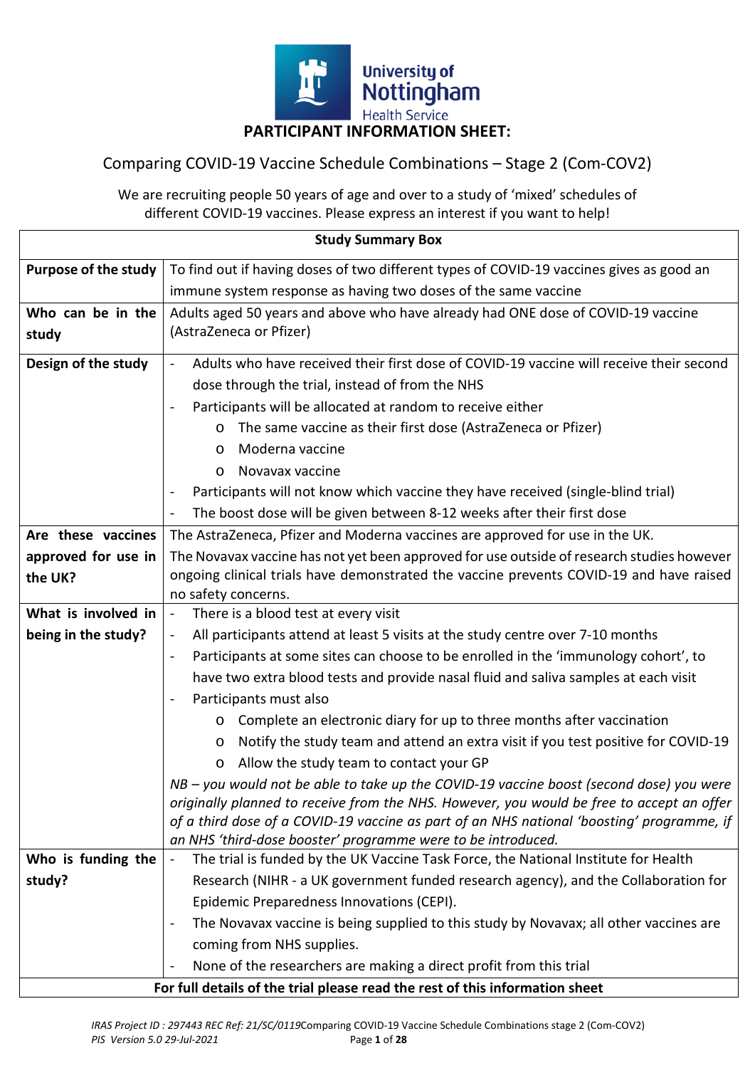University of Nottingham Health Service

# PARTICIPANT INFORMATION SHEET:

## Comparing COVID-19 Vaccine Schedule Combinations – Stage 2 (Com-COV2)

We are recruiting people 50 years of age and over to a study of 'mixed' schedules of different COVID-19 vaccines. Please express an interest if you want to help!

| **Study Summary Box** | |
|---|---|
| **Purpose of the study** | To find out if having doses of two different types of COVID-19 vaccines gives as good an immune system response as having two doses of the same vaccine |
| **Who can be in the study** | Adults aged 50 years and above who have already had ONE dose of COVID-19 vaccine (AstraZeneca or Pfizer) |
| **Design of the study** | - Adults who have received their first dose of COVID-19 vaccine will receive their second dose through the trial, instead of from the NHS<br>- Participants will be allocated at random to receive either<br>&nbsp;&nbsp;o The same vaccine as their first dose (AstraZeneca or Pfizer)<br>&nbsp;&nbsp;o Moderna vaccine<br>&nbsp;&nbsp;o Novavax vaccine<br>- Participants will not know which vaccine they have received (single-blind trial)<br>- The boost dose will be given between 8-12 weeks after their first dose |
| **Are these vaccines approved for use in the UK?** | The AstraZeneca, Pfizer and Moderna vaccines are approved for use in the UK.<br>The Novavax vaccine has not yet been approved for use outside of research studies however ongoing clinical trials have demonstrated the vaccine prevents COVID-19 and have raised no safety concerns. |
| **What is involved in being in the study?** | - There is a blood test at every visit<br>- All participants attend at least 5 visits at the study centre over 7-10 months<br>- Participants at some sites can choose to be enrolled in the 'immunology cohort', to have two extra blood tests and provide nasal fluid and saliva samples at each visit<br>- Participants must also<br>&nbsp;&nbsp;o Complete an electronic diary for up to three months after vaccination<br>&nbsp;&nbsp;o Notify the study team and attend an extra visit if you test positive for COVID-19<br>&nbsp;&nbsp;o Allow the study team to contact your GP<br>*NB – you would not be able to take up the COVID-19 vaccine boost (second dose) you were originally planned to receive from the NHS. However, you would be free to accept an offer of a third dose of a COVID-19 vaccine as part of an NHS national 'boosting' programme, if an NHS 'third-dose booster' programme were to be introduced.* |
| **Who is funding the study?** | - The trial is funded by the UK Vaccine Task Force, the National Institute for Health Research (NIHR - a UK government funded research agency), and the Collaboration for Epidemic Preparedness Innovations (CEPI).<br>- The Novavax vaccine is being supplied to this study by Novavax; all other vaccines are coming from NHS supplies.<br>- None of the researchers are making a direct profit from this trial |
| **For full details of the trial please read the rest of this information sheet** | |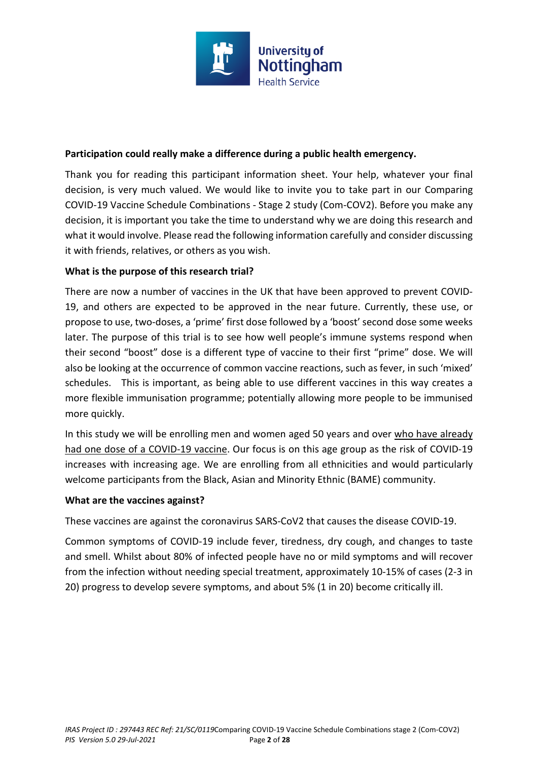**Participation could really make a difference during a public health emergency.**

Thank you for reading this participant information sheet. Your help, whatever your final decision, is very much valued. We would like to invite you to take part in our Comparing COVID-19 Vaccine Schedule Combinations - Stage 2 study (Com-COV2). Before you make any decision, it is important you take the time to understand why we are doing this research and what it would involve. Please read the following information carefully and consider discussing it with friends, relatives, or others as you wish.

**What is the purpose of this research trial?**

There are now a number of vaccines in the UK that have been approved to prevent COVID-19, and others are expected to be approved in the near future. Currently, these use, or propose to use, two-doses, a 'prime' first dose followed by a 'boost' second dose some weeks later. The purpose of this trial is to see how well people's immune systems respond when their second "boost" dose is a different type of vaccine to their first "prime" dose. We will also be looking at the occurrence of common vaccine reactions, such as fever, in such 'mixed' schedules. This is important, as being able to use different vaccines in this way creates a more flexible immunisation programme; potentially allowing more people to be immunised more quickly.

In this study we will be enrolling men and women aged 50 years and over <u>who have already had one dose of a COVID-19 vaccine</u>. Our focus is on this age group as the risk of COVID-19 increases with increasing age. We are enrolling from all ethnicities and would particularly welcome participants from the Black, Asian and Minority Ethnic (BAME) community.

**What are the vaccines against?**

These vaccines are against the coronavirus SARS-CoV2 that causes the disease COVID-19.

Common symptoms of COVID-19 include fever, tiredness, dry cough, and changes to taste and smell. Whilst about 80% of infected people have no or mild symptoms and will recover from the infection without needing special treatment, approximately 10-15% of cases (2-3 in 20) progress to develop severe symptoms, and about 5% (1 in 20) become critically ill.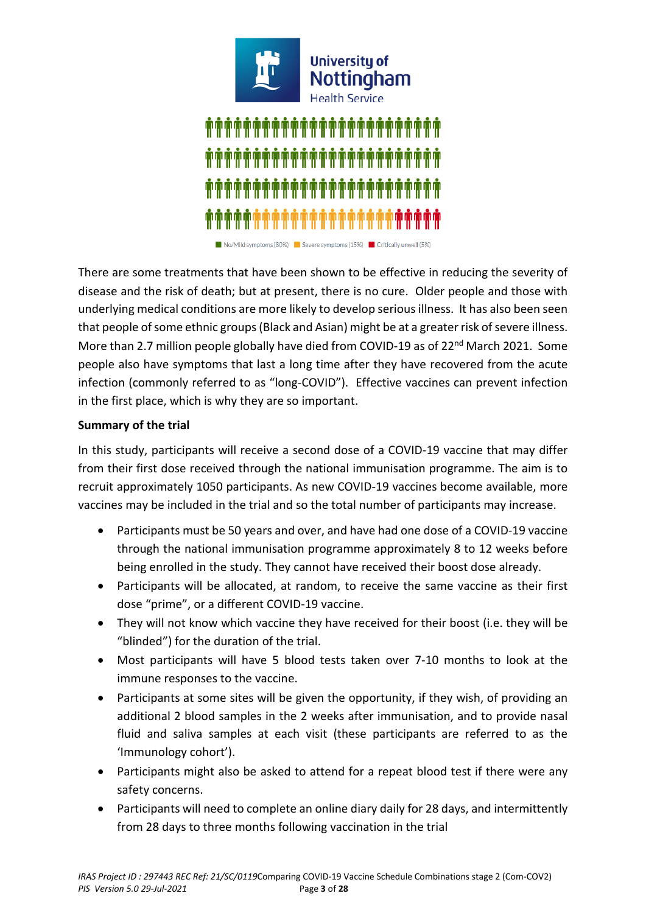No/Mild symptoms (80%) Severe symptoms (15%) Critically unwell (5%)

There are some treatments that have been shown to be effective in reducing the severity of disease and the risk of death; but at present, there is no cure. Older people and those with underlying medical conditions are more likely to develop serious illness. It has also been seen that people of some ethnic groups (Black and Asian) might be at a greater risk of severe illness. More than 2.7 million people globally have died from COVID-19 as of 22nd March 2021. Some people also have symptoms that last a long time after they have recovered from the acute infection (commonly referred to as "long-COVID"). Effective vaccines can prevent infection in the first place, which is why they are so important.

**Summary of the trial**

In this study, participants will receive a second dose of a COVID-19 vaccine that may differ from their first dose received through the national immunisation programme. The aim is to recruit approximately 1050 participants. As new COVID-19 vaccines become available, more vaccines may be included in the trial and so the total number of participants may increase.

- Participants must be 50 years and over, and have had one dose of a COVID-19 vaccine through the national immunisation programme approximately 8 to 12 weeks before being enrolled in the study. They cannot have received their boost dose already.
- Participants will be allocated, at random, to receive the same vaccine as their first dose "prime", or a different COVID-19 vaccine.
- They will not know which vaccine they have received for their boost (i.e. they will be "blinded") for the duration of the trial.
- Most participants will have 5 blood tests taken over 7-10 months to look at the immune responses to the vaccine.
- Participants at some sites will be given the opportunity, if they wish, of providing an additional 2 blood samples in the 2 weeks after immunisation, and to provide nasal fluid and saliva samples at each visit (these participants are referred to as the 'Immunology cohort').
- Participants might also be asked to attend for a repeat blood test if there were any safety concerns.
- Participants will need to complete an online diary daily for 28 days, and intermittently from 28 days to three months following vaccination in the trial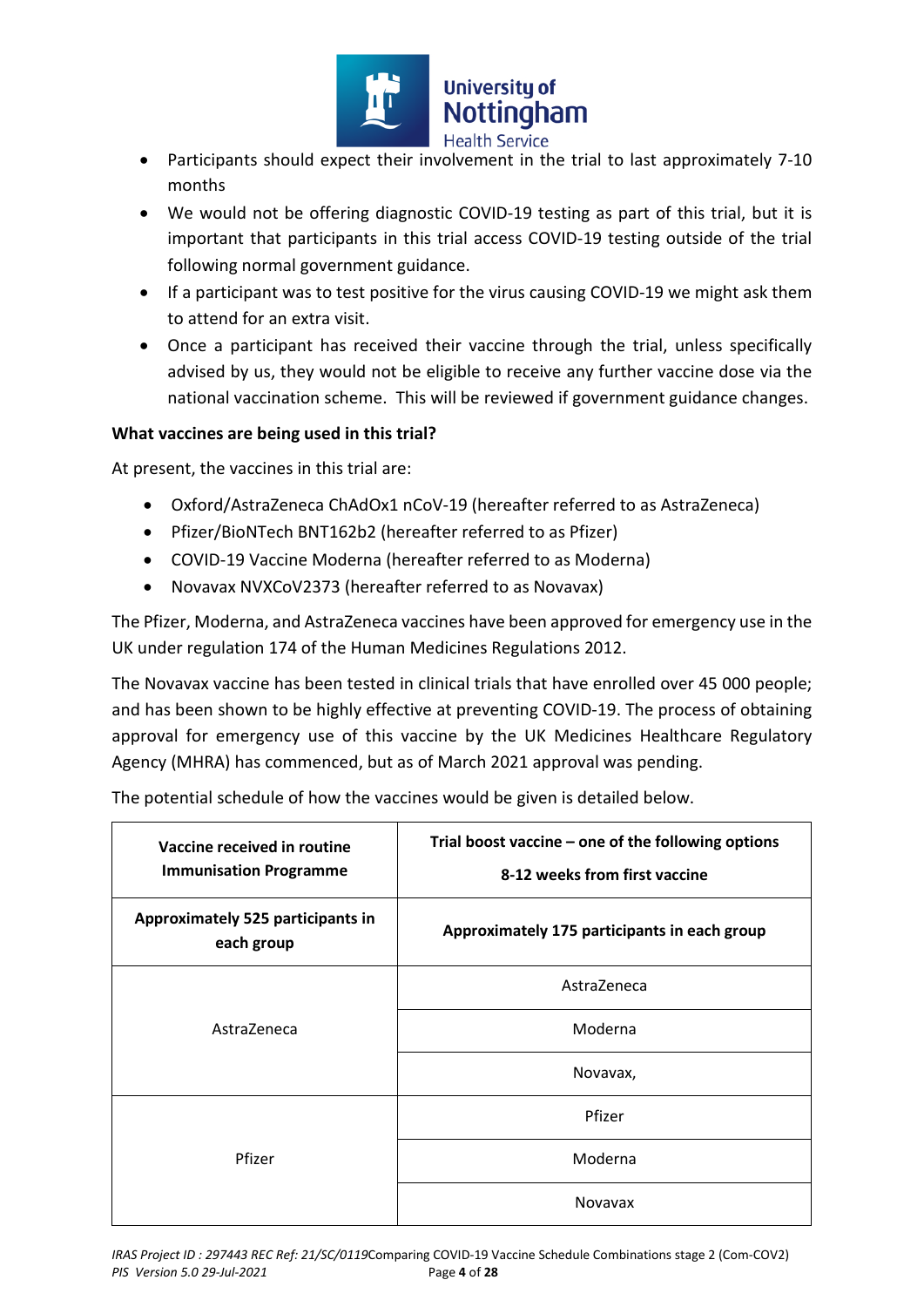- Participants should expect their involvement in the trial to last approximately 7-10 months
- We would not be offering diagnostic COVID-19 testing as part of this trial, but it is important that participants in this trial access COVID-19 testing outside of the trial following normal government guidance.
- If a participant was to test positive for the virus causing COVID-19 we might ask them to attend for an extra visit.
- Once a participant has received their vaccine through the trial, unless specifically advised by us, they would not be eligible to receive any further vaccine dose via the national vaccination scheme. This will be reviewed if government guidance changes.

**What vaccines are being used in this trial?**

At present, the vaccines in this trial are:

- Oxford/AstraZeneca ChAdOx1 nCoV-19 (hereafter referred to as AstraZeneca)
- Pfizer/BioNTech BNT162b2 (hereafter referred to as Pfizer)
- COVID-19 Vaccine Moderna (hereafter referred to as Moderna)
- Novavax NVXCoV2373 (hereafter referred to as Novavax)

The Pfizer, Moderna, and AstraZeneca vaccines have been approved for emergency use in the UK under regulation 174 of the Human Medicines Regulations 2012.

The Novavax vaccine has been tested in clinical trials that have enrolled over 45 000 people; and has been shown to be highly effective at preventing COVID-19. The process of obtaining approval for emergency use of this vaccine by the UK Medicines Healthcare Regulatory Agency (MHRA) has commenced, but as of March 2021 approval was pending.

The potential schedule of how the vaccines would be given is detailed below.

| **Vaccine received in routine Immunisation Programme** | **Trial boost vaccine – one of the following options 8-12 weeks from first vaccine** |
|---|---|
| **Approximately 525 participants in each group** | **Approximately 175 participants in each group** |
| AstraZeneca | AstraZeneca |
| | Moderna |
| | Novavax, |
| Pfizer | Pfizer |
| | Moderna |
| | Novavax |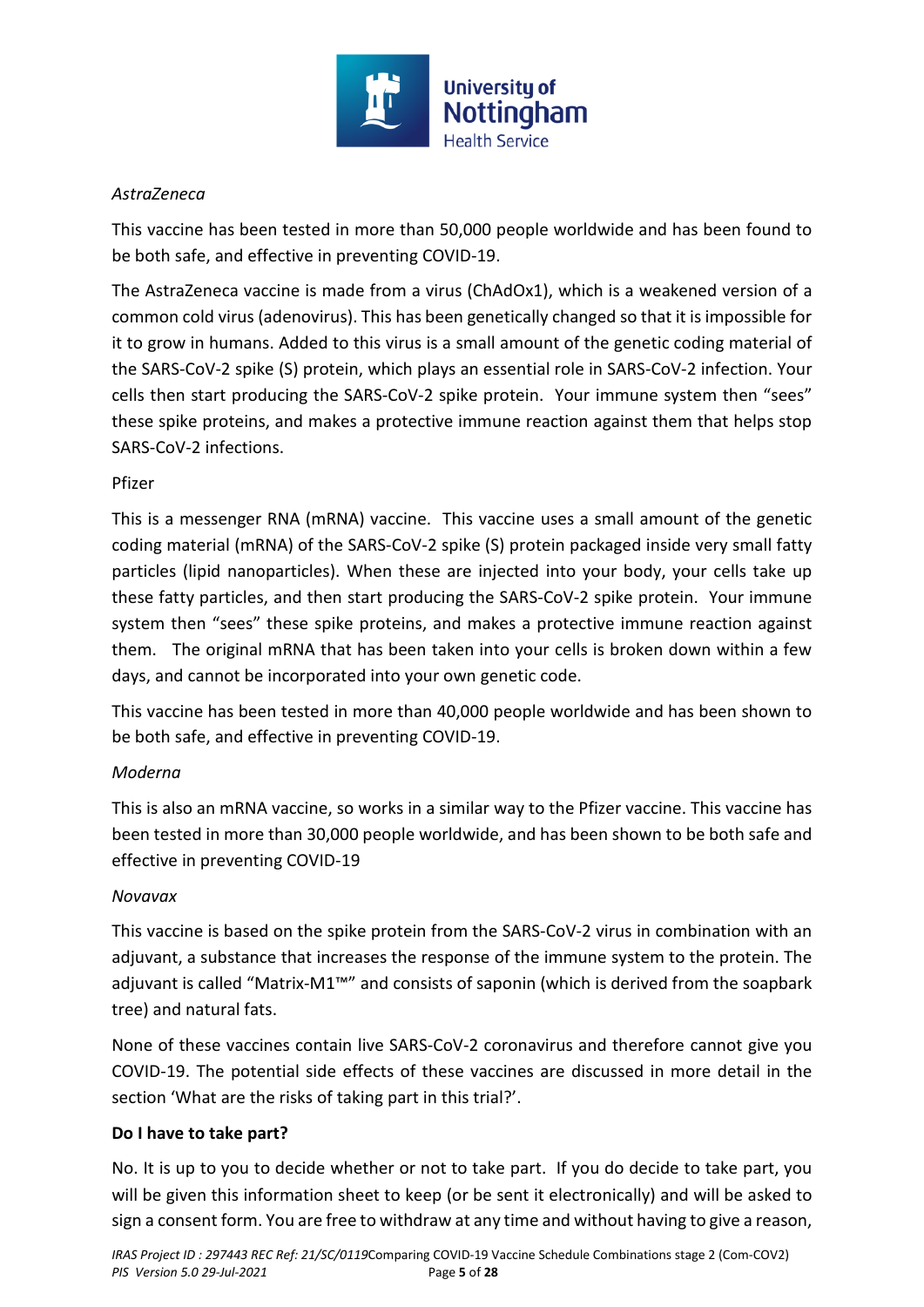*AstraZeneca*

This vaccine has been tested in more than 50,000 people worldwide and has been found to be both safe, and effective in preventing COVID-19.

The AstraZeneca vaccine is made from a virus (ChAdOx1), which is a weakened version of a common cold virus (adenovirus). This has been genetically changed so that it is impossible for it to grow in humans. Added to this virus is a small amount of the genetic coding material of the SARS-CoV-2 spike (S) protein, which plays an essential role in SARS-CoV-2 infection. Your cells then start producing the SARS-CoV-2 spike protein. Your immune system then "sees" these spike proteins, and makes a protective immune reaction against them that helps stop SARS-CoV-2 infections.

Pfizer

This is a messenger RNA (mRNA) vaccine. This vaccine uses a small amount of the genetic coding material (mRNA) of the SARS-CoV-2 spike (S) protein packaged inside very small fatty particles (lipid nanoparticles). When these are injected into your body, your cells take up these fatty particles, and then start producing the SARS-CoV-2 spike protein. Your immune system then "sees" these spike proteins, and makes a protective immune reaction against them. The original mRNA that has been taken into your cells is broken down within a few days, and cannot be incorporated into your own genetic code.

This vaccine has been tested in more than 40,000 people worldwide and has been shown to be both safe, and effective in preventing COVID-19.

*Moderna*

This is also an mRNA vaccine, so works in a similar way to the Pfizer vaccine. This vaccine has been tested in more than 30,000 people worldwide, and has been shown to be both safe and effective in preventing COVID-19

*Novavax*

This vaccine is based on the spike protein from the SARS-CoV-2 virus in combination with an adjuvant, a substance that increases the response of the immune system to the protein. The adjuvant is called "Matrix-M1™" and consists of saponin (which is derived from the soapbark tree) and natural fats.

None of these vaccines contain live SARS-CoV-2 coronavirus and therefore cannot give you COVID-19. The potential side effects of these vaccines are discussed in more detail in the section 'What are the risks of taking part in this trial?'.

**Do I have to take part?**

No. It is up to you to decide whether or not to take part. If you do decide to take part, you will be given this information sheet to keep (or be sent it electronically) and will be asked to sign a consent form. You are free to withdraw at any time and without having to give a reason,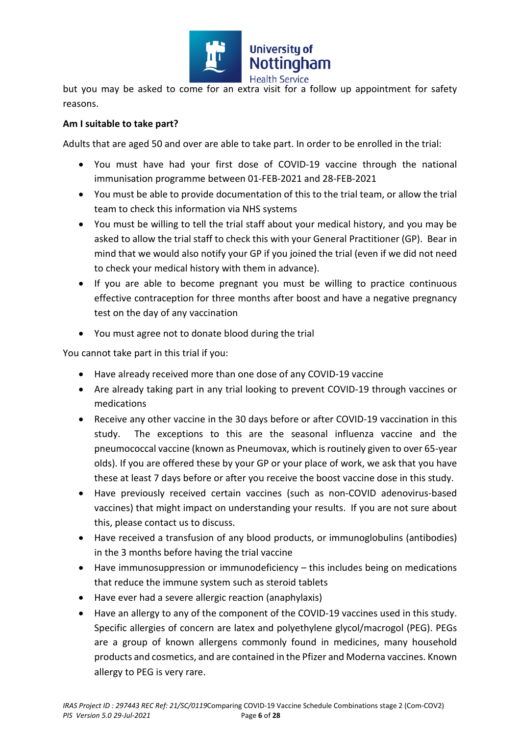but you may be asked to come for an extra visit for a follow up appointment for safety reasons.

**Am I suitable to take part?**

Adults that are aged 50 and over are able to take part. In order to be enrolled in the trial:

- You must have had your first dose of COVID-19 vaccine through the national immunisation programme between 01-FEB-2021 and 28-FEB-2021
- You must be able to provide documentation of this to the trial team, or allow the trial team to check this information via NHS systems
- You must be willing to tell the trial staff about your medical history, and you may be asked to allow the trial staff to check this with your General Practitioner (GP). Bear in mind that we would also notify your GP if you joined the trial (even if we did not need to check your medical history with them in advance).
- If you are able to become pregnant you must be willing to practice continuous effective contraception for three months after boost and have a negative pregnancy test on the day of any vaccination
- You must agree not to donate blood during the trial

You cannot take part in this trial if you:

- Have already received more than one dose of any COVID-19 vaccine
- Are already taking part in any trial looking to prevent COVID-19 through vaccines or medications
- Receive any other vaccine in the 30 days before or after COVID-19 vaccination in this study. The exceptions to this are the seasonal influenza vaccine and the pneumococcal vaccine (known as Pneumovax, which is routinely given to over 65-year olds). If you are offered these by your GP or your place of work, we ask that you have these at least 7 days before or after you receive the boost vaccine dose in this study.
- Have previously received certain vaccines (such as non-COVID adenovirus-based vaccines) that might impact on understanding your results. If you are not sure about this, please contact us to discuss.
- Have received a transfusion of any blood products, or immunoglobulins (antibodies) in the 3 months before having the trial vaccine
- Have immunosuppression or immunodeficiency – this includes being on medications that reduce the immune system such as steroid tablets
- Have ever had a severe allergic reaction (anaphylaxis)
- Have an allergy to any of the component of the COVID-19 vaccines used in this study. Specific allergies of concern are latex and polyethylene glycol/macrogol (PEG). PEGs are a group of known allergens commonly found in medicines, many household products and cosmetics, and are contained in the Pfizer and Moderna vaccines. Known allergy to PEG is very rare.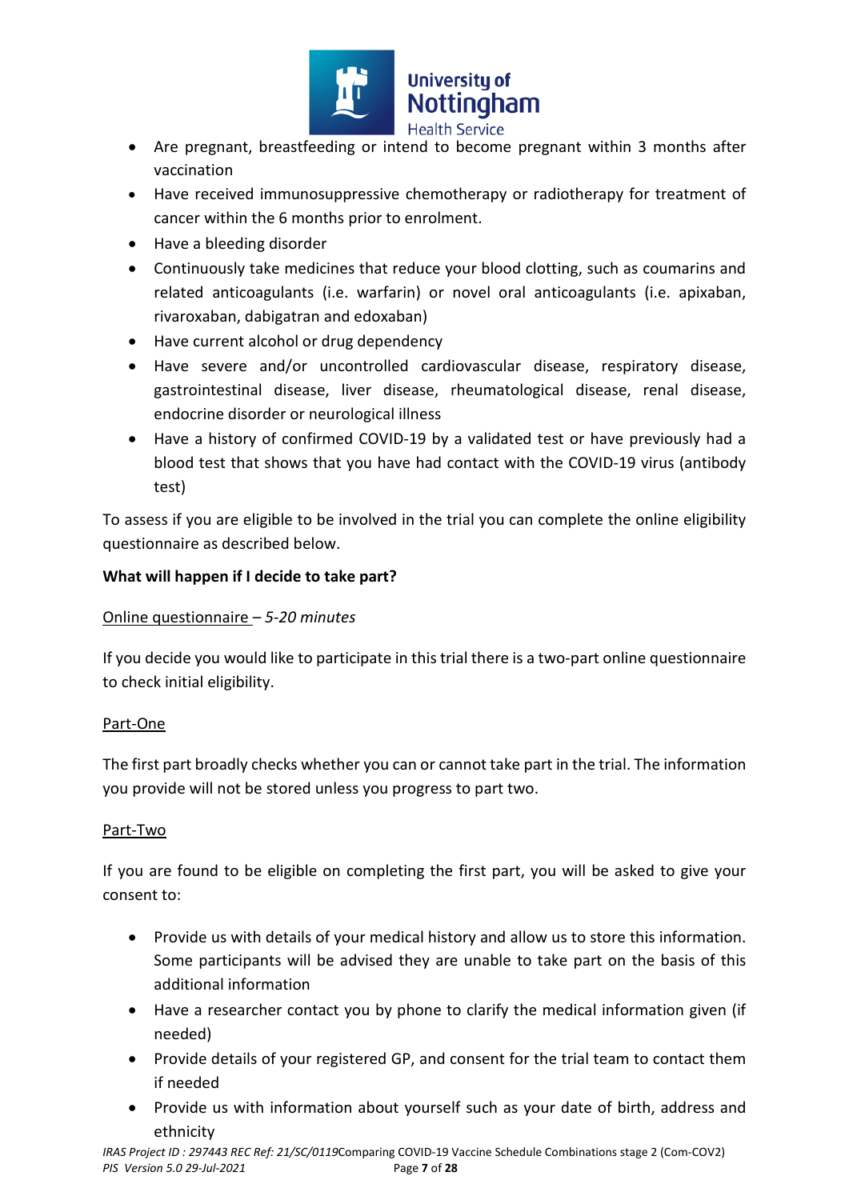- Are pregnant, breastfeeding or intend to become pregnant within 3 months after vaccination
- Have received immunosuppressive chemotherapy or radiotherapy for treatment of cancer within the 6 months prior to enrolment.
- Have a bleeding disorder
- Continuously take medicines that reduce your blood clotting, such as coumarins and related anticoagulants (i.e. warfarin) or novel oral anticoagulants (i.e. apixaban, rivaroxaban, dabigatran and edoxaban)
- Have current alcohol or drug dependency
- Have severe and/or uncontrolled cardiovascular disease, respiratory disease, gastrointestinal disease, liver disease, rheumatological disease, renal disease, endocrine disorder or neurological illness
- Have a history of confirmed COVID-19 by a validated test or have previously had a blood test that shows that you have had contact with the COVID-19 virus (antibody test)

To assess if you are eligible to be involved in the trial you can complete the online eligibility questionnaire as described below.

**What will happen if I decide to take part?**

Online questionnaire – *5-20 minutes*

If you decide you would like to participate in this trial there is a two-part online questionnaire to check initial eligibility.

Part-One

The first part broadly checks whether you can or cannot take part in the trial. The information you provide will not be stored unless you progress to part two.

Part-Two

If you are found to be eligible on completing the first part, you will be asked to give your consent to:

- Provide us with details of your medical history and allow us to store this information. Some participants will be advised they are unable to take part on the basis of this additional information
- Have a researcher contact you by phone to clarify the medical information given (if needed)
- Provide details of your registered GP, and consent for the trial team to contact them if needed
- Provide us with information about yourself such as your date of birth, address and ethnicity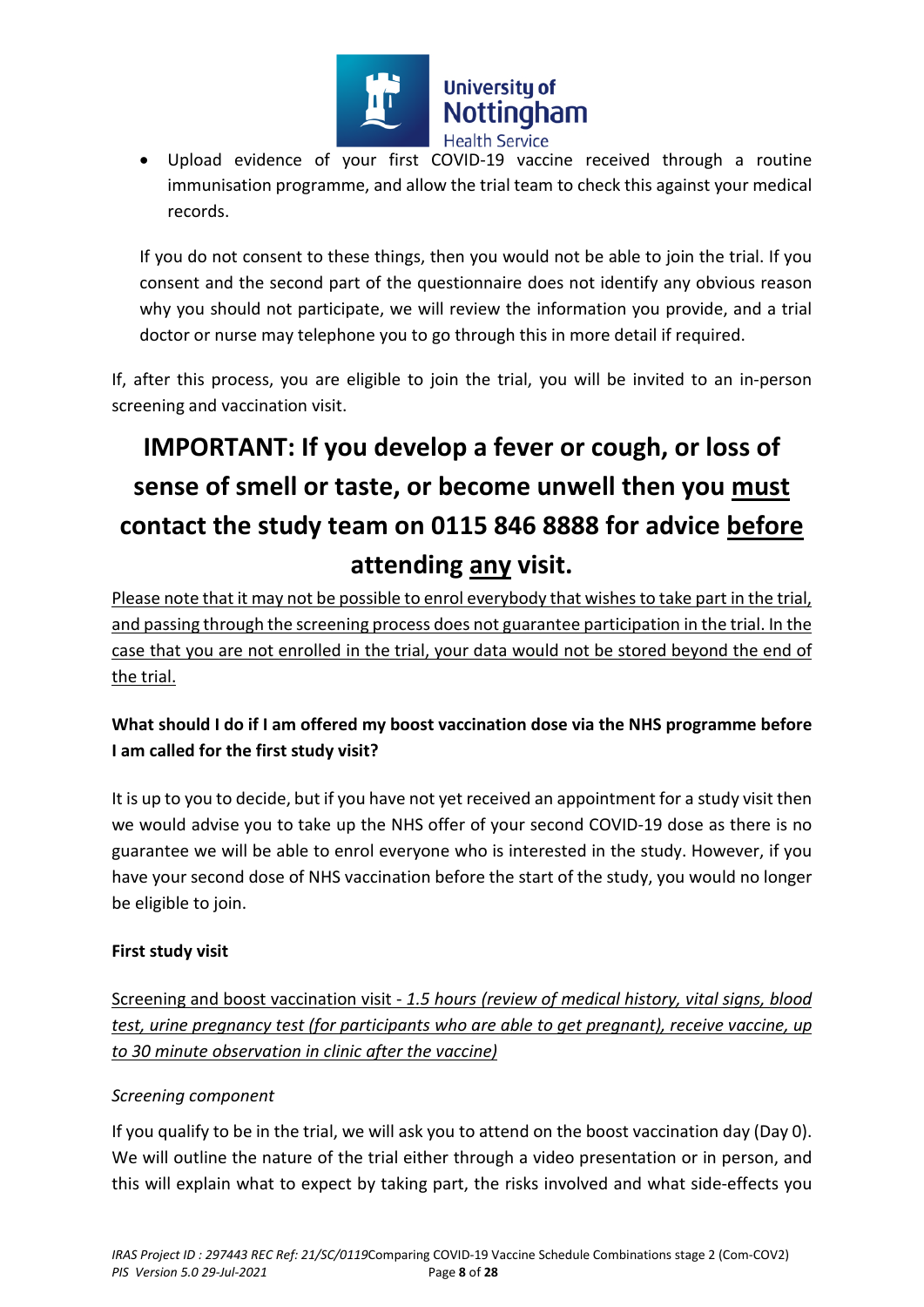- Upload evidence of your first COVID-19 vaccine received through a routine immunisation programme, and allow the trial team to check this against your medical records.

If you do not consent to these things, then you would not be able to join the trial. If you consent and the second part of the questionnaire does not identify any obvious reason why you should not participate, we will review the information you provide, and a trial doctor or nurse may telephone you to go through this in more detail if required.

If, after this process, you are eligible to join the trial, you will be invited to an in-person screening and vaccination visit.

# IMPORTANT: If you develop a fever or cough, or loss of sense of smell or taste, or become unwell then you <u>must</u> contact the study team on 0115 846 8888 for advice <u>before</u> attending <u>any</u> visit.

<u>Please note that it may not be possible to enrol everybody that wishes to take part in the trial, and passing through the screening process does not guarantee participation in the trial. In the case that you are not enrolled in the trial, your data would not be stored beyond the end of the trial.</u>

**What should I do if I am offered my boost vaccination dose via the NHS programme before I am called for the first study visit?**

It is up to you to decide, but if you have not yet received an appointment for a study visit then we would advise you to take up the NHS offer of your second COVID-19 dose as there is no guarantee we will be able to enrol everyone who is interested in the study. However, if you have your second dose of NHS vaccination before the start of the study, you would no longer be eligible to join.

**First study visit**

<u>Screening and boost vaccination visit - *1.5 hours (review of medical history, vital signs, blood test, urine pregnancy test (for participants who are able to get pregnant), receive vaccine, up to 30 minute observation in clinic after the vaccine)*</u>

*Screening component*

If you qualify to be in the trial, we will ask you to attend on the boost vaccination day (Day 0). We will outline the nature of the trial either through a video presentation or in person, and this will explain what to expect by taking part, the risks involved and what side-effects you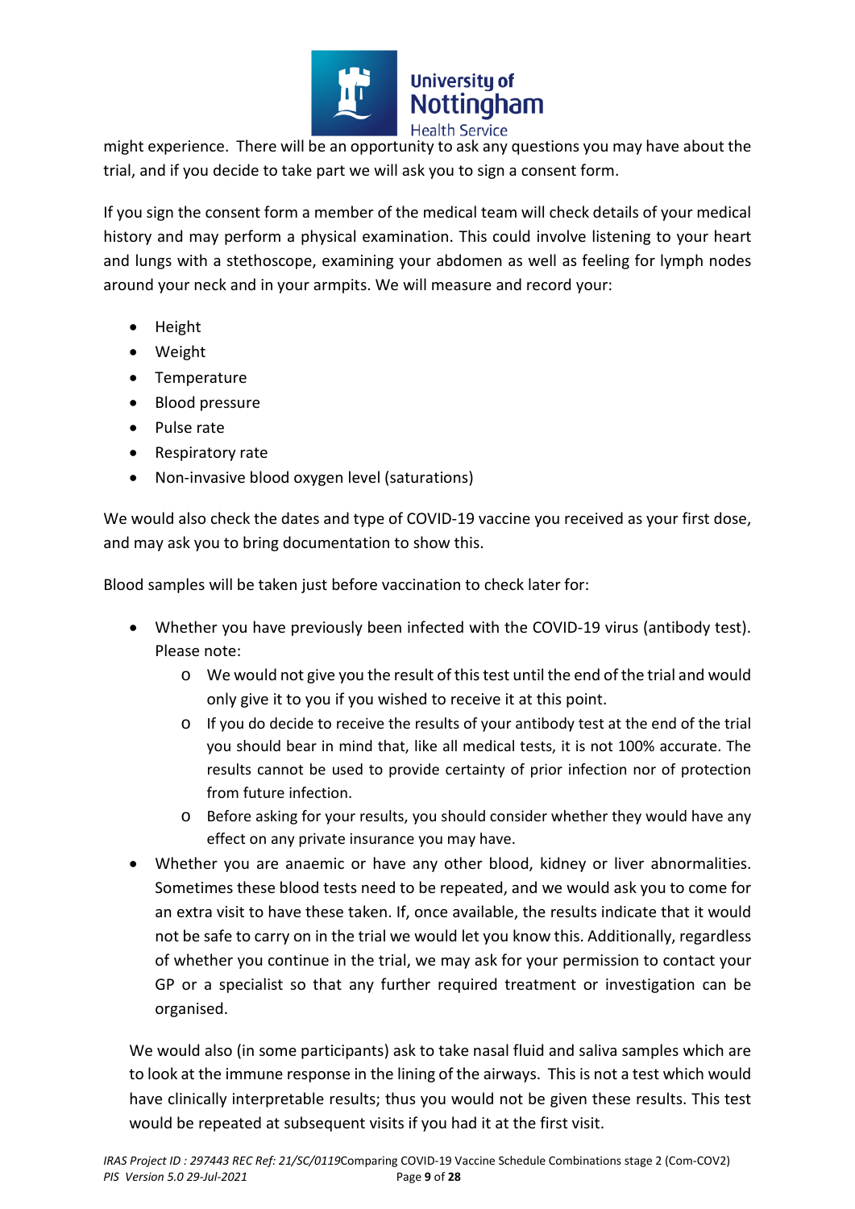might experience. There will be an opportunity to ask any questions you may have about the trial, and if you decide to take part we will ask you to sign a consent form.

If you sign the consent form a member of the medical team will check details of your medical history and may perform a physical examination. This could involve listening to your heart and lungs with a stethoscope, examining your abdomen as well as feeling for lymph nodes around your neck and in your armpits. We will measure and record your:

- Height
- Weight
- Temperature
- Blood pressure
- Pulse rate
- Respiratory rate
- Non-invasive blood oxygen level (saturations)

We would also check the dates and type of COVID-19 vaccine you received as your first dose, and may ask you to bring documentation to show this.

Blood samples will be taken just before vaccination to check later for:

- Whether you have previously been infected with the COVID-19 virus (antibody test). Please note:
    - We would not give you the result of this test until the end of the trial and would only give it to you if you wished to receive it at this point.
    - If you do decide to receive the results of your antibody test at the end of the trial you should bear in mind that, like all medical tests, it is not 100% accurate. The results cannot be used to provide certainty of prior infection nor of protection from future infection.
    - Before asking for your results, you should consider whether they would have any effect on any private insurance you may have.
- Whether you are anaemic or have any other blood, kidney or liver abnormalities. Sometimes these blood tests need to be repeated, and we would ask you to come for an extra visit to have these taken. If, once available, the results indicate that it would not be safe to carry on in the trial we would let you know this. Additionally, regardless of whether you continue in the trial, we may ask for your permission to contact your GP or a specialist so that any further required treatment or investigation can be organised.

We would also (in some participants) ask to take nasal fluid and saliva samples which are to look at the immune response in the lining of the airways. This is not a test which would have clinically interpretable results; thus you would not be given these results. This test would be repeated at subsequent visits if you had it at the first visit.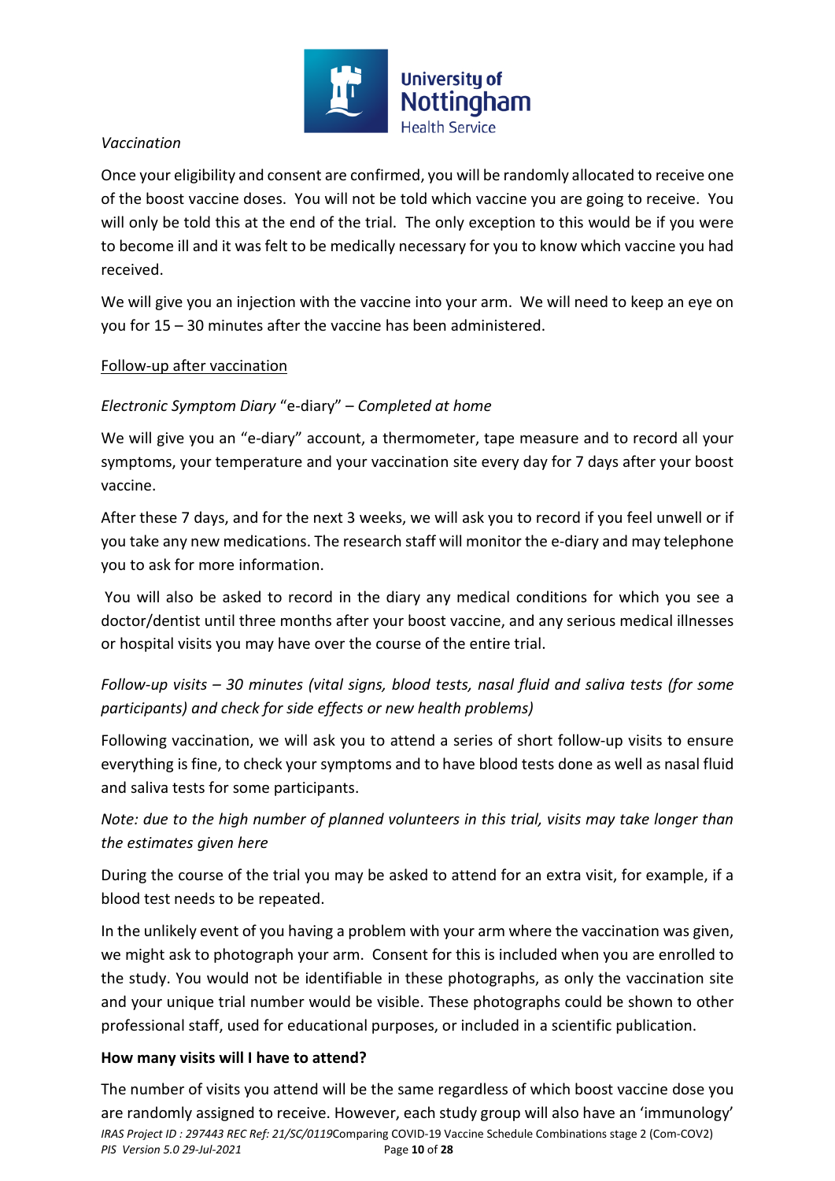*Vaccination*

Once your eligibility and consent are confirmed, you will be randomly allocated to receive one of the boost vaccine doses. You will not be told which vaccine you are going to receive. You will only be told this at the end of the trial. The only exception to this would be if you were to become ill and it was felt to be medically necessary for you to know which vaccine you had received.

We will give you an injection with the vaccine into your arm. We will need to keep an eye on you for 15 – 30 minutes after the vaccine has been administered.

<u>Follow-up after vaccination</u>

*Electronic Symptom Diary* "e-diary" *– Completed at home*

We will give you an "e-diary" account, a thermometer, tape measure and to record all your symptoms, your temperature and your vaccination site every day for 7 days after your boost vaccine.

After these 7 days, and for the next 3 weeks, we will ask you to record if you feel unwell or if you take any new medications. The research staff will monitor the e-diary and may telephone you to ask for more information.

You will also be asked to record in the diary any medical conditions for which you see a doctor/dentist until three months after your boost vaccine, and any serious medical illnesses or hospital visits you may have over the course of the entire trial.

*Follow-up visits – 30 minutes (vital signs, blood tests, nasal fluid and saliva tests (for some participants) and check for side effects or new health problems)*

Following vaccination, we will ask you to attend a series of short follow-up visits to ensure everything is fine, to check your symptoms and to have blood tests done as well as nasal fluid and saliva tests for some participants.

*Note: due to the high number of planned volunteers in this trial, visits may take longer than the estimates given here*

During the course of the trial you may be asked to attend for an extra visit, for example, if a blood test needs to be repeated.

In the unlikely event of you having a problem with your arm where the vaccination was given, we might ask to photograph your arm. Consent for this is included when you are enrolled to the study. You would not be identifiable in these photographs, as only the vaccination site and your unique trial number would be visible. These photographs could be shown to other professional staff, used for educational purposes, or included in a scientific publication.

**How many visits will I have to attend?**

The number of visits you attend will be the same regardless of which boost vaccine dose you are randomly assigned to receive. However, each study group will also have an 'immunology'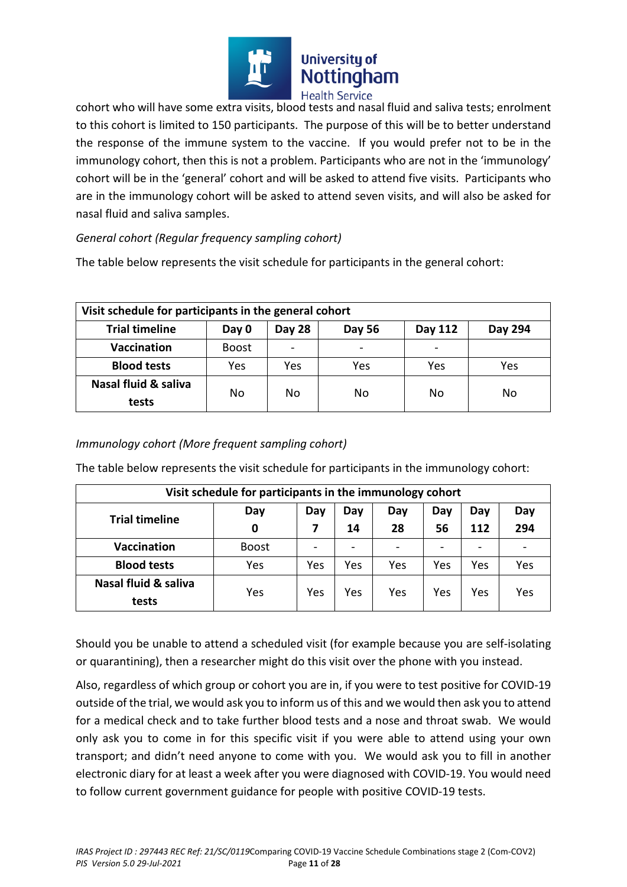cohort who will have some extra visits, blood tests and nasal fluid and saliva tests; enrolment to this cohort is limited to 150 participants. The purpose of this will be to better understand the response of the immune system to the vaccine. If you would prefer not to be in the immunology cohort, then this is not a problem. Participants who are not in the 'immunology' cohort will be in the 'general' cohort and will be asked to attend five visits. Participants who are in the immunology cohort will be asked to attend seven visits, and will also be asked for nasal fluid and saliva samples.

*General cohort (Regular frequency sampling cohort)*

The table below represents the visit schedule for participants in the general cohort:

| Visit schedule for participants in the general cohort | | | | | |
|---|---|---|---|---|---|
| **Trial timeline** | **Day 0** | **Day 28** | **Day 56** | **Day 112** | **Day 294** |
| **Vaccination** | Boost | - | - | - | |
| **Blood tests** | Yes | Yes | Yes | Yes | Yes |
| **Nasal fluid & saliva tests** | No | No | No | No | No |

*Immunology cohort (More frequent sampling cohort)*

The table below represents the visit schedule for participants in the immunology cohort:

| Visit schedule for participants in the immunology cohort | | | | | | | |
|---|---|---|---|---|---|---|---|
| **Trial timeline** | **Day 0** | **Day 7** | **Day 14** | **Day 28** | **Day 56** | **Day 112** | **Day 294** |
| **Vaccination** | Boost | - | - | - | - | - | - |
| **Blood tests** | Yes | Yes | Yes | Yes | Yes | Yes | Yes |
| **Nasal fluid & saliva tests** | Yes | Yes | Yes | Yes | Yes | Yes | Yes |

Should you be unable to attend a scheduled visit (for example because you are self-isolating or quarantining), then a researcher might do this visit over the phone with you instead.

Also, regardless of which group or cohort you are in, if you were to test positive for COVID-19 outside of the trial, we would ask you to inform us of this and we would then ask you to attend for a medical check and to take further blood tests and a nose and throat swab. We would only ask you to come in for this specific visit if you were able to attend using your own transport; and didn't need anyone to come with you. We would ask you to fill in another electronic diary for at least a week after you were diagnosed with COVID-19. You would need to follow current government guidance for people with positive COVID-19 tests.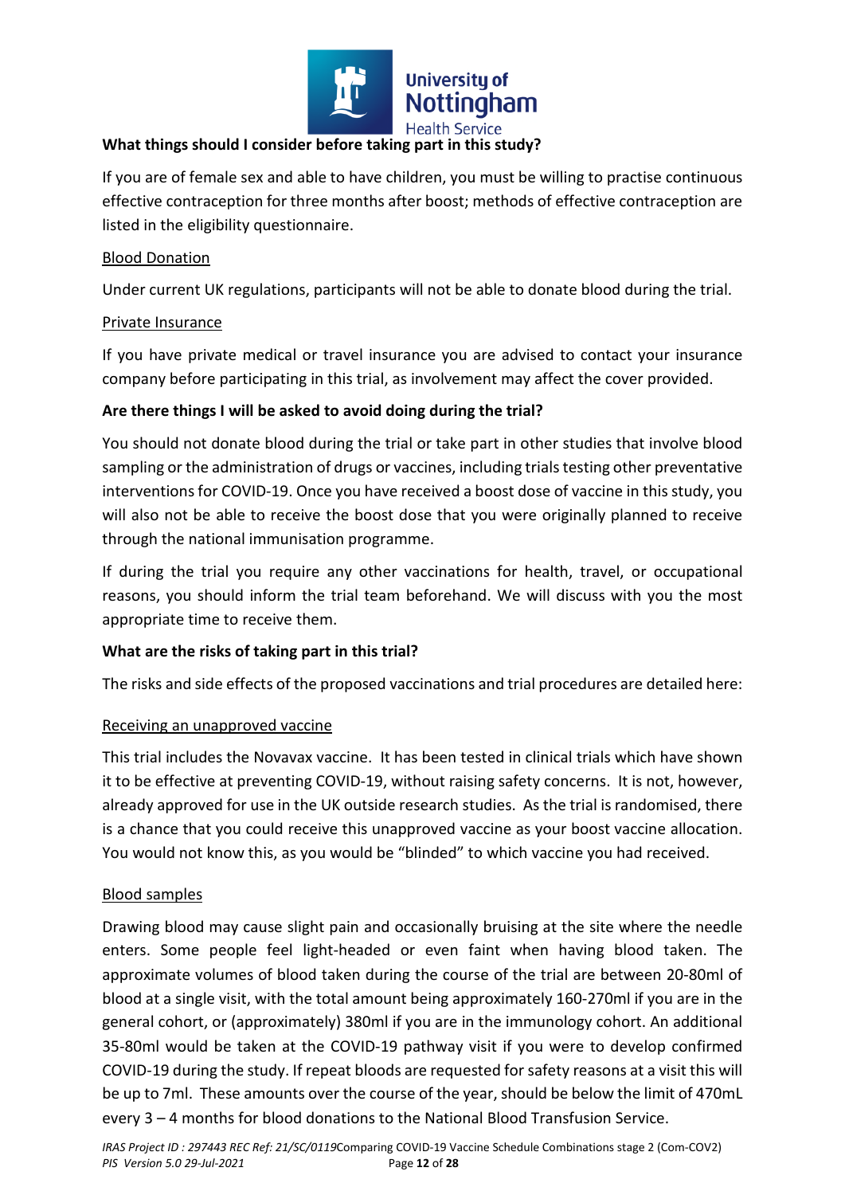**What things should I consider before taking part in this study?**

If you are of female sex and able to have children, you must be willing to practise continuous effective contraception for three months after boost; methods of effective contraception are listed in the eligibility questionnaire.

Blood Donation

Under current UK regulations, participants will not be able to donate blood during the trial.

Private Insurance

If you have private medical or travel insurance you are advised to contact your insurance company before participating in this trial, as involvement may affect the cover provided.

**Are there things I will be asked to avoid doing during the trial?**

You should not donate blood during the trial or take part in other studies that involve blood sampling or the administration of drugs or vaccines, including trials testing other preventative interventions for COVID-19. Once you have received a boost dose of vaccine in this study, you will also not be able to receive the boost dose that you were originally planned to receive through the national immunisation programme.

If during the trial you require any other vaccinations for health, travel, or occupational reasons, you should inform the trial team beforehand. We will discuss with you the most appropriate time to receive them.

**What are the risks of taking part in this trial?**

The risks and side effects of the proposed vaccinations and trial procedures are detailed here:

Receiving an unapproved vaccine

This trial includes the Novavax vaccine. It has been tested in clinical trials which have shown it to be effective at preventing COVID-19, without raising safety concerns. It is not, however, already approved for use in the UK outside research studies. As the trial is randomised, there is a chance that you could receive this unapproved vaccine as your boost vaccine allocation. You would not know this, as you would be "blinded" to which vaccine you had received.

Blood samples

Drawing blood may cause slight pain and occasionally bruising at the site where the needle enters. Some people feel light-headed or even faint when having blood taken. The approximate volumes of blood taken during the course of the trial are between 20-80ml of blood at a single visit, with the total amount being approximately 160-270ml if you are in the general cohort, or (approximately) 380ml if you are in the immunology cohort. An additional 35-80ml would be taken at the COVID-19 pathway visit if you were to develop confirmed COVID-19 during the study. If repeat bloods are requested for safety reasons at a visit this will be up to 7ml. These amounts over the course of the year, should be below the limit of 470mL every 3 – 4 months for blood donations to the National Blood Transfusion Service.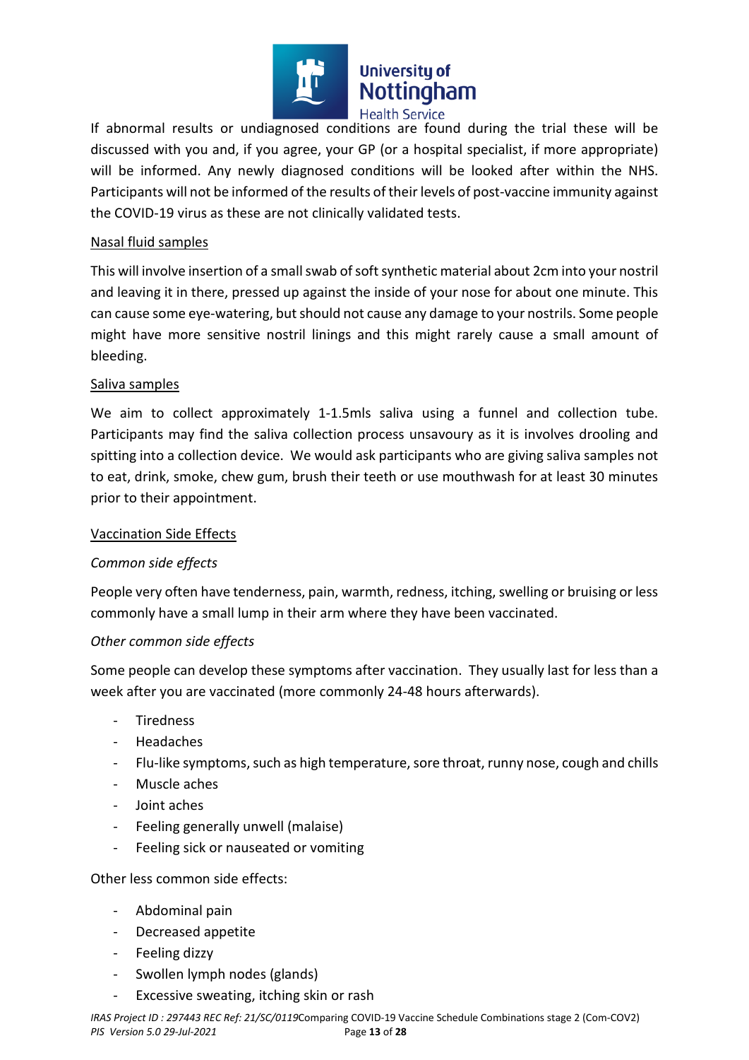If abnormal results or undiagnosed conditions are found during the trial these will be discussed with you and, if you agree, your GP (or a hospital specialist, if more appropriate) will be informed. Any newly diagnosed conditions will be looked after within the NHS. Participants will not be informed of the results of their levels of post-vaccine immunity against the COVID-19 virus as these are not clinically validated tests.

Nasal fluid samples

This will involve insertion of a small swab of soft synthetic material about 2cm into your nostril and leaving it in there, pressed up against the inside of your nose for about one minute. This can cause some eye-watering, but should not cause any damage to your nostrils. Some people might have more sensitive nostril linings and this might rarely cause a small amount of bleeding.

Saliva samples

We aim to collect approximately 1-1.5mls saliva using a funnel and collection tube. Participants may find the saliva collection process unsavoury as it is involves drooling and spitting into a collection device. We would ask participants who are giving saliva samples not to eat, drink, smoke, chew gum, brush their teeth or use mouthwash for at least 30 minutes prior to their appointment.

Vaccination Side Effects

*Common side effects*

People very often have tenderness, pain, warmth, redness, itching, swelling or bruising or less commonly have a small lump in their arm where they have been vaccinated.

*Other common side effects*

Some people can develop these symptoms after vaccination. They usually last for less than a week after you are vaccinated (more commonly 24-48 hours afterwards).

- Tiredness
- Headaches
- Flu-like symptoms, such as high temperature, sore throat, runny nose, cough and chills
- Muscle aches
- Joint aches
- Feeling generally unwell (malaise)
- Feeling sick or nauseated or vomiting

Other less common side effects:

- Abdominal pain
- Decreased appetite
- Feeling dizzy
- Swollen lymph nodes (glands)
- Excessive sweating, itching skin or rash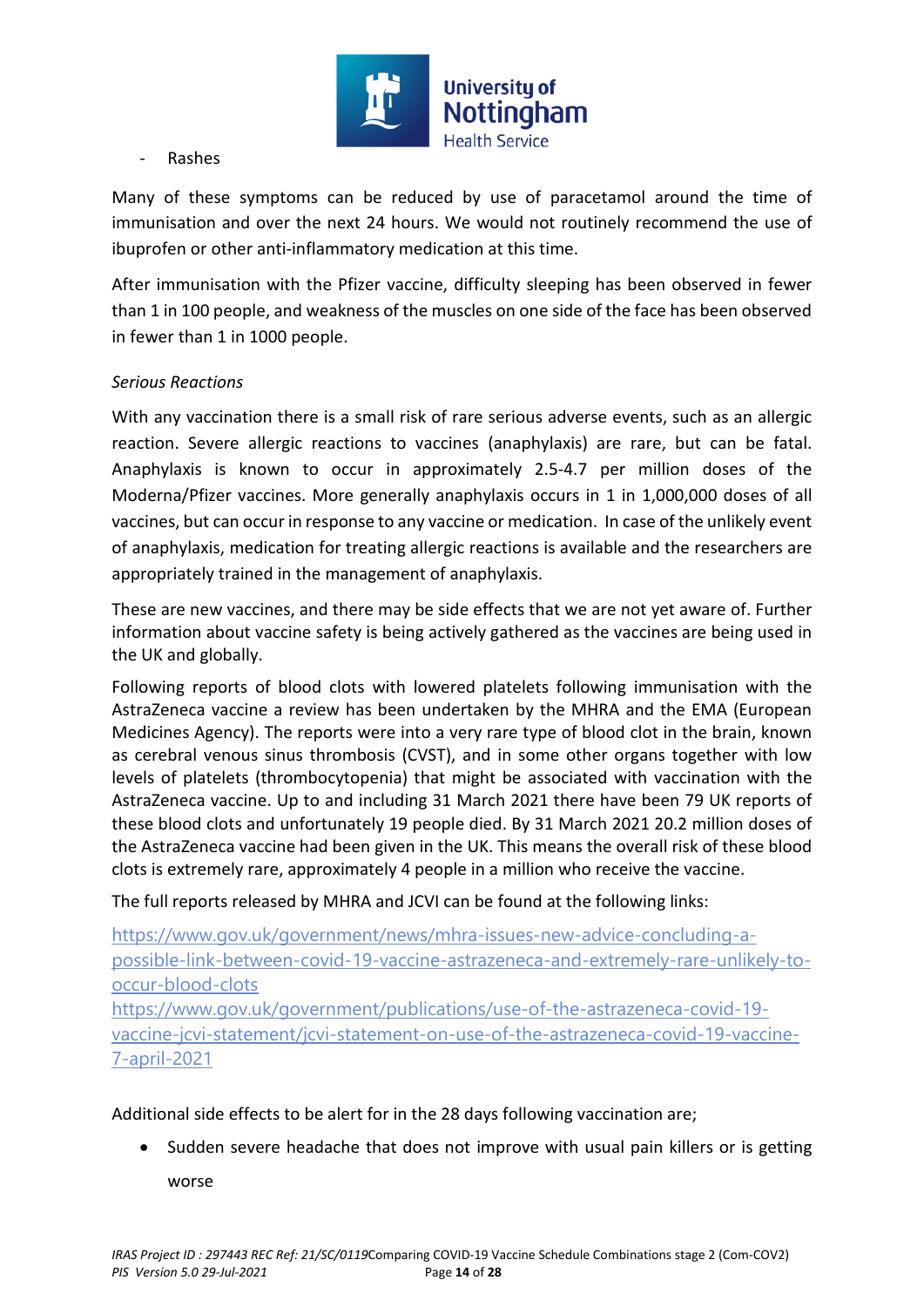- Rashes

Many of these symptoms can be reduced by use of paracetamol around the time of immunisation and over the next 24 hours. We would not routinely recommend the use of ibuprofen or other anti-inflammatory medication at this time.

After immunisation with the Pfizer vaccine, difficulty sleeping has been observed in fewer than 1 in 100 people, and weakness of the muscles on one side of the face has been observed in fewer than 1 in 1000 people.

*Serious Reactions*

With any vaccination there is a small risk of rare serious adverse events, such as an allergic reaction. Severe allergic reactions to vaccines (anaphylaxis) are rare, but can be fatal. Anaphylaxis is known to occur in approximately 2.5-4.7 per million doses of the Moderna/Pfizer vaccines. More generally anaphylaxis occurs in 1 in 1,000,000 doses of all vaccines, but can occur in response to any vaccine or medication. In case of the unlikely event of anaphylaxis, medication for treating allergic reactions is available and the researchers are appropriately trained in the management of anaphylaxis.

These are new vaccines, and there may be side effects that we are not yet aware of. Further information about vaccine safety is being actively gathered as the vaccines are being used in the UK and globally.

Following reports of blood clots with lowered platelets following immunisation with the AstraZeneca vaccine a review has been undertaken by the MHRA and the EMA (European Medicines Agency). The reports were into a very rare type of blood clot in the brain, known as cerebral venous sinus thrombosis (CVST), and in some other organs together with low levels of platelets (thrombocytopenia) that might be associated with vaccination with the AstraZeneca vaccine. Up to and including 31 March 2021 there have been 79 UK reports of these blood clots and unfortunately 19 people died. By 31 March 2021 20.2 million doses of the AstraZeneca vaccine had been given in the UK. This means the overall risk of these blood clots is extremely rare, approximately 4 people in a million who receive the vaccine.

The full reports released by MHRA and JCVI can be found at the following links:

https://www.gov.uk/government/news/mhra-issues-new-advice-concluding-a-possible-link-between-covid-19-vaccine-astrazeneca-and-extremely-rare-unlikely-to-occur-blood-clots
https://www.gov.uk/government/publications/use-of-the-astrazeneca-covid-19-vaccine-jcvi-statement/jcvi-statement-on-use-of-the-astrazeneca-covid-19-vaccine-7-april-2021

Additional side effects to be alert for in the 28 days following vaccination are;

- Sudden severe headache that does not improve with usual pain killers or is getting worse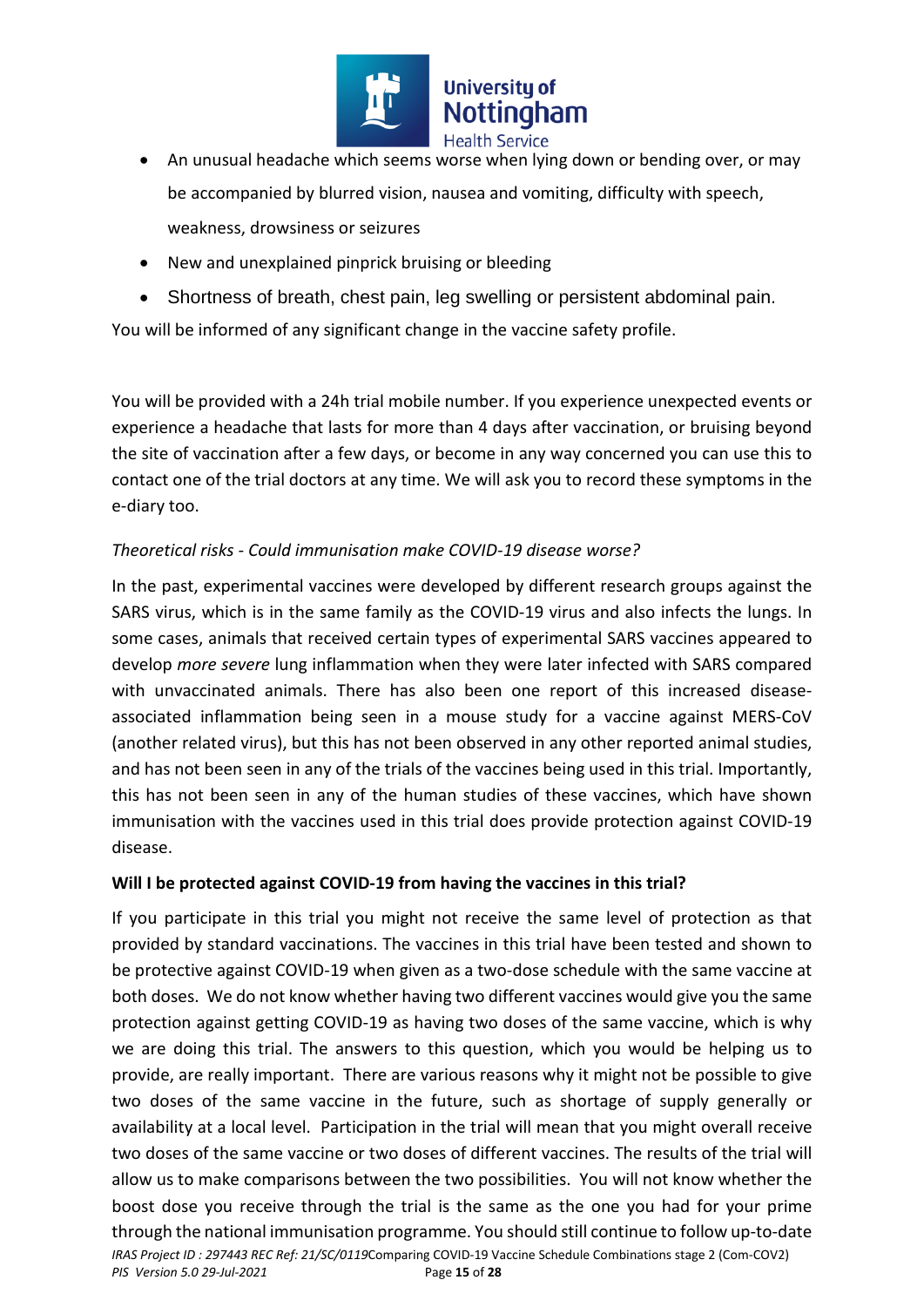- An unusual headache which seems worse when lying down or bending over, or may be accompanied by blurred vision, nausea and vomiting, difficulty with speech, weakness, drowsiness or seizures
- New and unexplained pinprick bruising or bleeding
- Shortness of breath, chest pain, leg swelling or persistent abdominal pain.

You will be informed of any significant change in the vaccine safety profile.

You will be provided with a 24h trial mobile number. If you experience unexpected events or experience a headache that lasts for more than 4 days after vaccination, or bruising beyond the site of vaccination after a few days, or become in any way concerned you can use this to contact one of the trial doctors at any time. We will ask you to record these symptoms in the e-diary too.

*Theoretical risks - Could immunisation make COVID-19 disease worse?*

In the past, experimental vaccines were developed by different research groups against the SARS virus, which is in the same family as the COVID-19 virus and also infects the lungs. In some cases, animals that received certain types of experimental SARS vaccines appeared to develop *more severe* lung inflammation when they were later infected with SARS compared with unvaccinated animals. There has also been one report of this increased disease-associated inflammation being seen in a mouse study for a vaccine against MERS-CoV (another related virus), but this has not been observed in any other reported animal studies, and has not been seen in any of the trials of the vaccines being used in this trial. Importantly, this has not been seen in any of the human studies of these vaccines, which have shown immunisation with the vaccines used in this trial does provide protection against COVID-19 disease.

**Will I be protected against COVID-19 from having the vaccines in this trial?**

If you participate in this trial you might not receive the same level of protection as that provided by standard vaccinations. The vaccines in this trial have been tested and shown to be protective against COVID-19 when given as a two-dose schedule with the same vaccine at both doses. We do not know whether having two different vaccines would give you the same protection against getting COVID-19 as having two doses of the same vaccine, which is why we are doing this trial. The answers to this question, which you would be helping us to provide, are really important. There are various reasons why it might not be possible to give two doses of the same vaccine in the future, such as shortage of supply generally or availability at a local level. Participation in the trial will mean that you might overall receive two doses of the same vaccine or two doses of different vaccines. The results of the trial will allow us to make comparisons between the two possibilities. You will not know whether the boost dose you receive through the trial is the same as the one you had for your prime through the national immunisation programme. You should still continue to follow up-to-date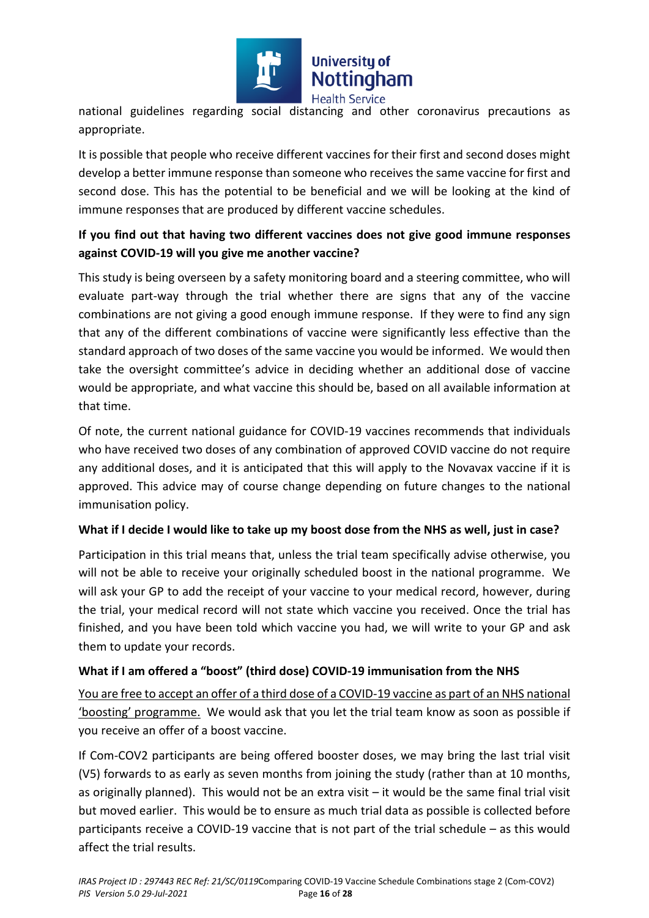national guidelines regarding social distancing and other coronavirus precautions as appropriate.

It is possible that people who receive different vaccines for their first and second doses might develop a better immune response than someone who receives the same vaccine for first and second dose. This has the potential to be beneficial and we will be looking at the kind of immune responses that are produced by different vaccine schedules.

**If you find out that having two different vaccines does not give good immune responses against COVID-19 will you give me another vaccine?**

This study is being overseen by a safety monitoring board and a steering committee, who will evaluate part-way through the trial whether there are signs that any of the vaccine combinations are not giving a good enough immune response. If they were to find any sign that any of the different combinations of vaccine were significantly less effective than the standard approach of two doses of the same vaccine you would be informed. We would then take the oversight committee's advice in deciding whether an additional dose of vaccine would be appropriate, and what vaccine this should be, based on all available information at that time.

Of note, the current national guidance for COVID-19 vaccines recommends that individuals who have received two doses of any combination of approved COVID vaccine do not require any additional doses, and it is anticipated that this will apply to the Novavax vaccine if it is approved. This advice may of course change depending on future changes to the national immunisation policy.

**What if I decide I would like to take up my boost dose from the NHS as well, just in case?**

Participation in this trial means that, unless the trial team specifically advise otherwise, you will not be able to receive your originally scheduled boost in the national programme. We will ask your GP to add the receipt of your vaccine to your medical record, however, during the trial, your medical record will not state which vaccine you received. Once the trial has finished, and you have been told which vaccine you had, we will write to your GP and ask them to update your records.

**What if I am offered a "boost" (third dose) COVID-19 immunisation from the NHS**

<u>You are free to accept an offer of a third dose of a COVID-19 vaccine as part of an NHS national 'boosting' programme.</u> We would ask that you let the trial team know as soon as possible if you receive an offer of a boost vaccine.

If Com-COV2 participants are being offered booster doses, we may bring the last trial visit (V5) forwards to as early as seven months from joining the study (rather than at 10 months, as originally planned). This would not be an extra visit – it would be the same final trial visit but moved earlier. This would be to ensure as much trial data as possible is collected before participants receive a COVID-19 vaccine that is not part of the trial schedule – as this would affect the trial results.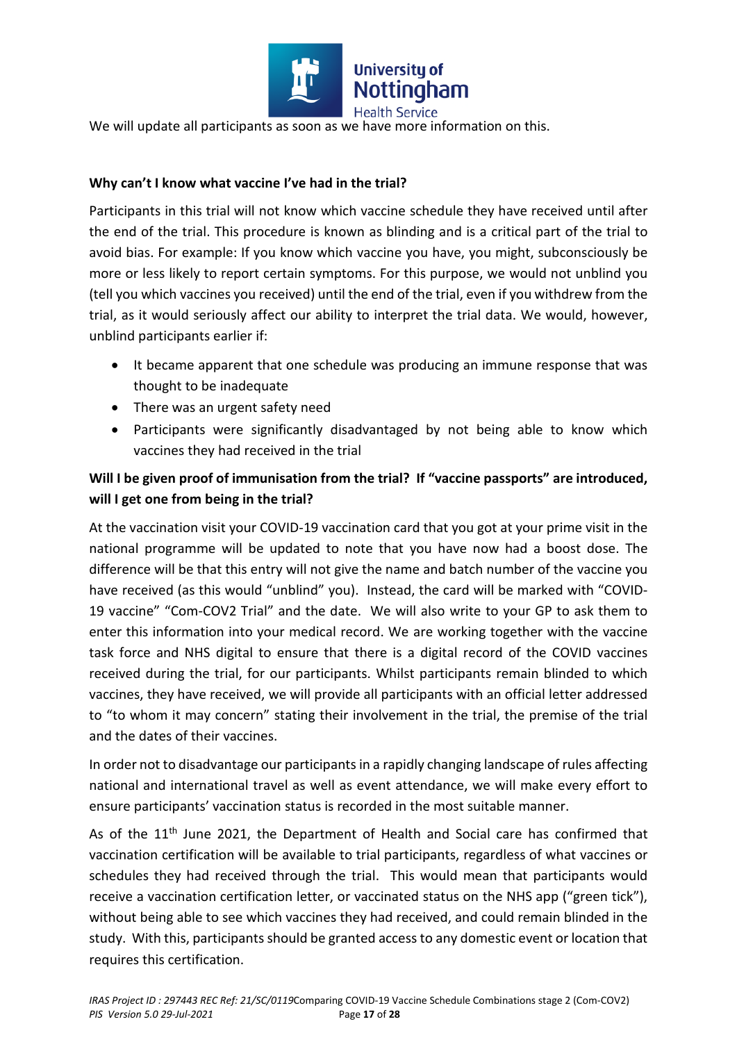We will update all participants as soon as we have more information on this.

**Why can't I know what vaccine I've had in the trial?**

Participants in this trial will not know which vaccine schedule they have received until after the end of the trial. This procedure is known as blinding and is a critical part of the trial to avoid bias. For example: If you know which vaccine you have, you might, subconsciously be more or less likely to report certain symptoms. For this purpose, we would not unblind you (tell you which vaccines you received) until the end of the trial, even if you withdrew from the trial, as it would seriously affect our ability to interpret the trial data. We would, however, unblind participants earlier if:

- It became apparent that one schedule was producing an immune response that was thought to be inadequate
- There was an urgent safety need
- Participants were significantly disadvantaged by not being able to know which vaccines they had received in the trial

**Will I be given proof of immunisation from the trial? If "vaccine passports" are introduced, will I get one from being in the trial?**

At the vaccination visit your COVID-19 vaccination card that you got at your prime visit in the national programme will be updated to note that you have now had a boost dose. The difference will be that this entry will not give the name and batch number of the vaccine you have received (as this would "unblind" you). Instead, the card will be marked with "COVID-19 vaccine" "Com-COV2 Trial" and the date. We will also write to your GP to ask them to enter this information into your medical record. We are working together with the vaccine task force and NHS digital to ensure that there is a digital record of the COVID vaccines received during the trial, for our participants. Whilst participants remain blinded to which vaccines, they have received, we will provide all participants with an official letter addressed to "to whom it may concern" stating their involvement in the trial, the premise of the trial and the dates of their vaccines.

In order not to disadvantage our participants in a rapidly changing landscape of rules affecting national and international travel as well as event attendance, we will make every effort to ensure participants' vaccination status is recorded in the most suitable manner.

As of the 11th June 2021, the Department of Health and Social care has confirmed that vaccination certification will be available to trial participants, regardless of what vaccines or schedules they had received through the trial. This would mean that participants would receive a vaccination certification letter, or vaccinated status on the NHS app ("green tick"), without being able to see which vaccines they had received, and could remain blinded in the study. With this, participants should be granted access to any domestic event or location that requires this certification.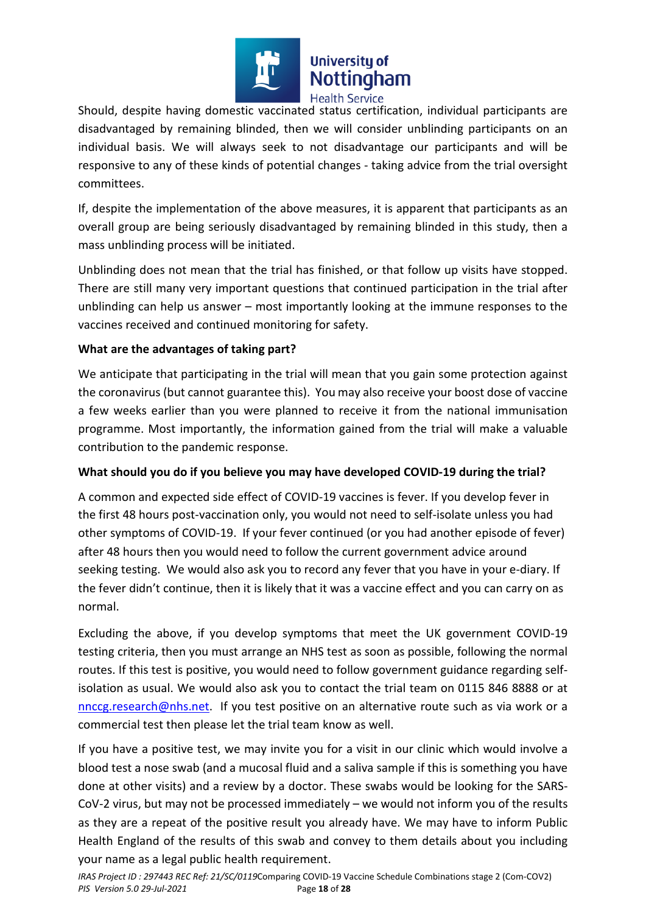Should, despite having domestic vaccinated status certification, individual participants are disadvantaged by remaining blinded, then we will consider unblinding participants on an individual basis. We will always seek to not disadvantage our participants and will be responsive to any of these kinds of potential changes - taking advice from the trial oversight committees.

If, despite the implementation of the above measures, it is apparent that participants as an overall group are being seriously disadvantaged by remaining blinded in this study, then a mass unblinding process will be initiated.

Unblinding does not mean that the trial has finished, or that follow up visits have stopped. There are still many very important questions that continued participation in the trial after unblinding can help us answer – most importantly looking at the immune responses to the vaccines received and continued monitoring for safety.

**What are the advantages of taking part?**

We anticipate that participating in the trial will mean that you gain some protection against the coronavirus (but cannot guarantee this). You may also receive your boost dose of vaccine a few weeks earlier than you were planned to receive it from the national immunisation programme. Most importantly, the information gained from the trial will make a valuable contribution to the pandemic response.

**What should you do if you believe you may have developed COVID-19 during the trial?**

A common and expected side effect of COVID-19 vaccines is fever. If you develop fever in the first 48 hours post-vaccination only, you would not need to self-isolate unless you had other symptoms of COVID-19. If your fever continued (or you had another episode of fever) after 48 hours then you would need to follow the current government advice around seeking testing. We would also ask you to record any fever that you have in your e-diary. If the fever didn't continue, then it is likely that it was a vaccine effect and you can carry on as normal.

Excluding the above, if you develop symptoms that meet the UK government COVID-19 testing criteria, then you must arrange an NHS test as soon as possible, following the normal routes. If this test is positive, you would need to follow government guidance regarding self-isolation as usual. We would also ask you to contact the trial team on 0115 846 8888 or at nnccg.research@nhs.net. If you test positive on an alternative route such as via work or a commercial test then please let the trial team know as well.

If you have a positive test, we may invite you for a visit in our clinic which would involve a blood test a nose swab (and a mucosal fluid and a saliva sample if this is something you have done at other visits) and a review by a doctor. These swabs would be looking for the SARS-CoV-2 virus, but may not be processed immediately – we would not inform you of the results as they are a repeat of the positive result you already have. We may have to inform Public Health England of the results of this swab and convey to them details about you including your name as a legal public health requirement.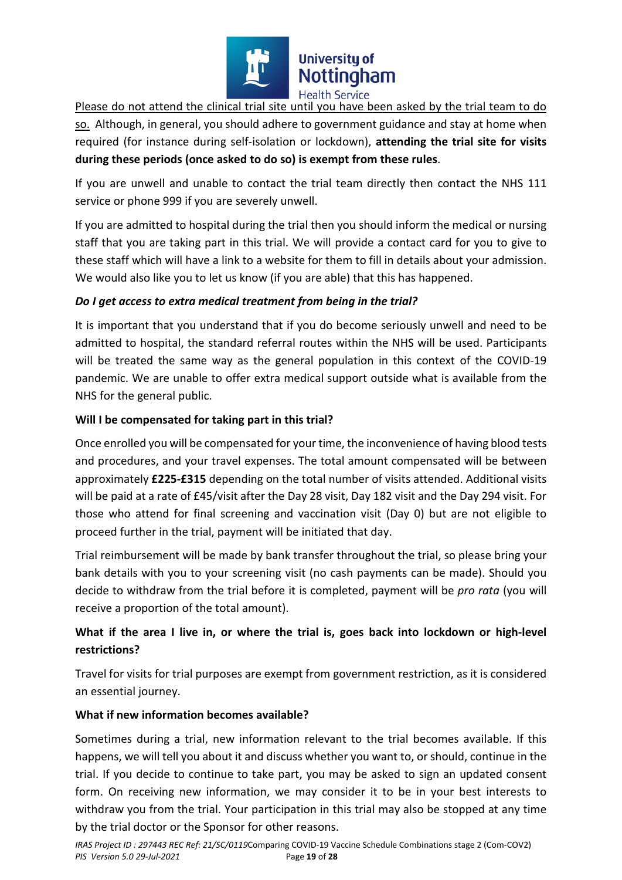Please do not attend the clinical trial site until you have been asked by the trial team to do so. Although, in general, you should adhere to government guidance and stay at home when required (for instance during self-isolation or lockdown), **attending the trial site for visits during these periods (once asked to do so) is exempt from these rules**.

If you are unwell and unable to contact the trial team directly then contact the NHS 111 service or phone 999 if you are severely unwell.

If you are admitted to hospital during the trial then you should inform the medical or nursing staff that you are taking part in this trial. We will provide a contact card for you to give to these staff which will have a link to a website for them to fill in details about your admission. We would also like you to let us know (if you are able) that this has happened.

***Do I get access to extra medical treatment from being in the trial?***

It is important that you understand that if you do become seriously unwell and need to be admitted to hospital, the standard referral routes within the NHS will be used. Participants will be treated the same way as the general population in this context of the COVID-19 pandemic. We are unable to offer extra medical support outside what is available from the NHS for the general public.

**Will I be compensated for taking part in this trial?**

Once enrolled you will be compensated for your time, the inconvenience of having blood tests and procedures, and your travel expenses. The total amount compensated will be between approximately **£225-£315** depending on the total number of visits attended. Additional visits will be paid at a rate of £45/visit after the Day 28 visit, Day 182 visit and the Day 294 visit. For those who attend for final screening and vaccination visit (Day 0) but are not eligible to proceed further in the trial, payment will be initiated that day.

Trial reimbursement will be made by bank transfer throughout the trial, so please bring your bank details with you to your screening visit (no cash payments can be made). Should you decide to withdraw from the trial before it is completed, payment will be *pro rata* (you will receive a proportion of the total amount).

**What if the area I live in, or where the trial is, goes back into lockdown or high-level restrictions?**

Travel for visits for trial purposes are exempt from government restriction, as it is considered an essential journey.

**What if new information becomes available?**

Sometimes during a trial, new information relevant to the trial becomes available. If this happens, we will tell you about it and discuss whether you want to, or should, continue in the trial. If you decide to continue to take part, you may be asked to sign an updated consent form. On receiving new information, we may consider it to be in your best interests to withdraw you from the trial. Your participation in this trial may also be stopped at any time by the trial doctor or the Sponsor for other reasons.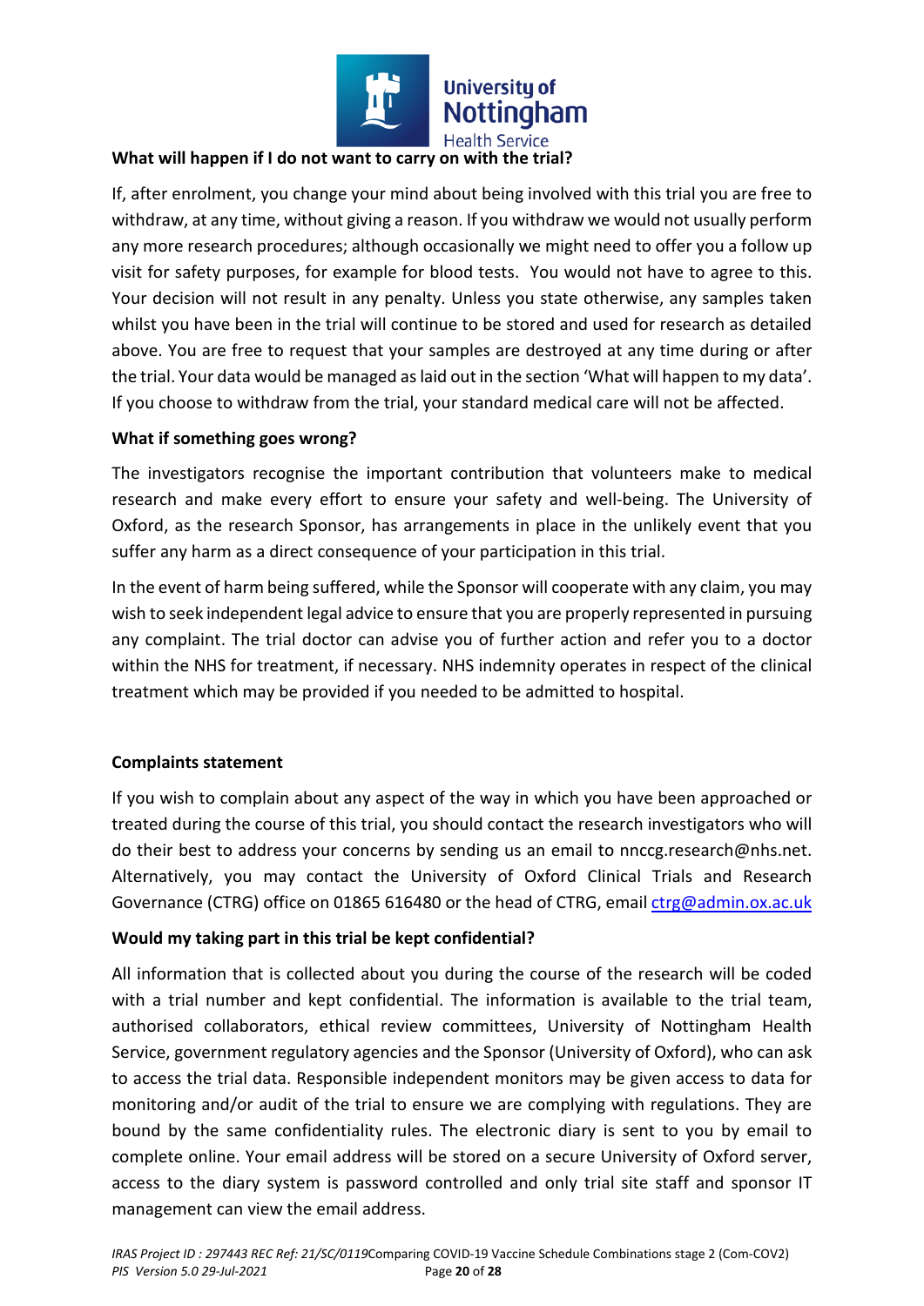**What will happen if I do not want to carry on with the trial?**

If, after enrolment, you change your mind about being involved with this trial you are free to withdraw, at any time, without giving a reason. If you withdraw we would not usually perform any more research procedures; although occasionally we might need to offer you a follow up visit for safety purposes, for example for blood tests. You would not have to agree to this. Your decision will not result in any penalty. Unless you state otherwise, any samples taken whilst you have been in the trial will continue to be stored and used for research as detailed above. You are free to request that your samples are destroyed at any time during or after the trial. Your data would be managed as laid out in the section 'What will happen to my data'. If you choose to withdraw from the trial, your standard medical care will not be affected.

**What if something goes wrong?**

The investigators recognise the important contribution that volunteers make to medical research and make every effort to ensure your safety and well-being. The University of Oxford, as the research Sponsor, has arrangements in place in the unlikely event that you suffer any harm as a direct consequence of your participation in this trial.

In the event of harm being suffered, while the Sponsor will cooperate with any claim, you may wish to seek independent legal advice to ensure that you are properly represented in pursuing any complaint. The trial doctor can advise you of further action and refer you to a doctor within the NHS for treatment, if necessary. NHS indemnity operates in respect of the clinical treatment which may be provided if you needed to be admitted to hospital.

**Complaints statement**

If you wish to complain about any aspect of the way in which you have been approached or treated during the course of this trial, you should contact the research investigators who will do their best to address your concerns by sending us an email to nnccg.research@nhs.net. Alternatively, you may contact the University of Oxford Clinical Trials and Research Governance (CTRG) office on 01865 616480 or the head of CTRG, email ctrg@admin.ox.ac.uk

**Would my taking part in this trial be kept confidential?**

All information that is collected about you during the course of the research will be coded with a trial number and kept confidential. The information is available to the trial team, authorised collaborators, ethical review committees, University of Nottingham Health Service, government regulatory agencies and the Sponsor (University of Oxford), who can ask to access the trial data. Responsible independent monitors may be given access to data for monitoring and/or audit of the trial to ensure we are complying with regulations. They are bound by the same confidentiality rules. The electronic diary is sent to you by email to complete online. Your email address will be stored on a secure University of Oxford server, access to the diary system is password controlled and only trial site staff and sponsor IT management can view the email address.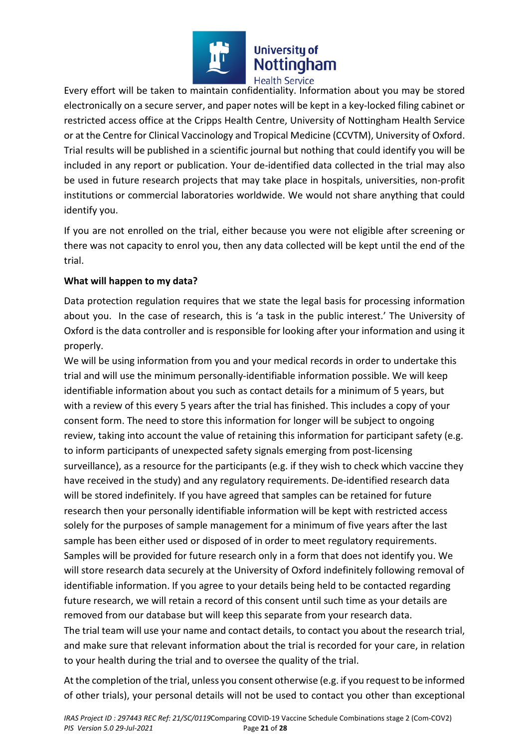Every effort will be taken to maintain confidentiality. Information about you may be stored electronically on a secure server, and paper notes will be kept in a key-locked filing cabinet or restricted access office at the Cripps Health Centre, University of Nottingham Health Service or at the Centre for Clinical Vaccinology and Tropical Medicine (CCVTM), University of Oxford. Trial results will be published in a scientific journal but nothing that could identify you will be included in any report or publication. Your de-identified data collected in the trial may also be used in future research projects that may take place in hospitals, universities, non-profit institutions or commercial laboratories worldwide. We would not share anything that could identify you.

If you are not enrolled on the trial, either because you were not eligible after screening or there was not capacity to enrol you, then any data collected will be kept until the end of the trial.

**What will happen to my data?**

Data protection regulation requires that we state the legal basis for processing information about you. In the case of research, this is 'a task in the public interest.' The University of Oxford is the data controller and is responsible for looking after your information and using it properly.

We will be using information from you and your medical records in order to undertake this trial and will use the minimum personally-identifiable information possible. We will keep identifiable information about you such as contact details for a minimum of 5 years, but with a review of this every 5 years after the trial has finished. This includes a copy of your consent form. The need to store this information for longer will be subject to ongoing review, taking into account the value of retaining this information for participant safety (e.g. to inform participants of unexpected safety signals emerging from post-licensing surveillance), as a resource for the participants (e.g. if they wish to check which vaccine they have received in the study) and any regulatory requirements. De-identified research data will be stored indefinitely. If you have agreed that samples can be retained for future research then your personally identifiable information will be kept with restricted access solely for the purposes of sample management for a minimum of five years after the last sample has been either used or disposed of in order to meet regulatory requirements. Samples will be provided for future research only in a form that does not identify you. We will store research data securely at the University of Oxford indefinitely following removal of identifiable information. If you agree to your details being held to be contacted regarding future research, we will retain a record of this consent until such time as your details are removed from our database but will keep this separate from your research data.

The trial team will use your name and contact details, to contact you about the research trial, and make sure that relevant information about the trial is recorded for your care, in relation to your health during the trial and to oversee the quality of the trial.

At the completion of the trial, unless you consent otherwise (e.g. if you request to be informed of other trials), your personal details will not be used to contact you other than exceptional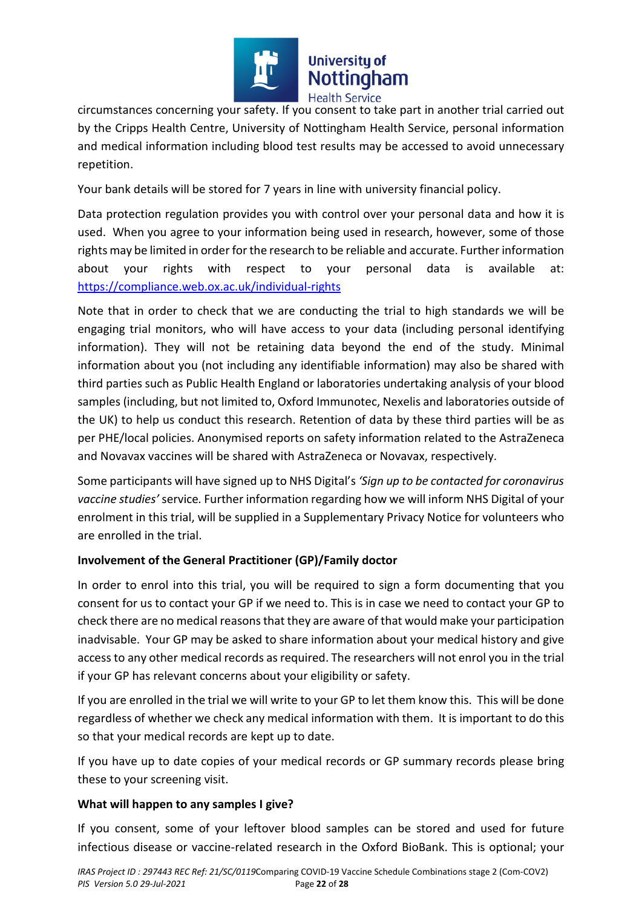circumstances concerning your safety. If you consent to take part in another trial carried out by the Cripps Health Centre, University of Nottingham Health Service, personal information and medical information including blood test results may be accessed to avoid unnecessary repetition.

Your bank details will be stored for 7 years in line with university financial policy.

Data protection regulation provides you with control over your personal data and how it is used. When you agree to your information being used in research, however, some of those rights may be limited in order for the research to be reliable and accurate. Further information about your rights with respect to your personal data is available at: https://compliance.web.ox.ac.uk/individual-rights

Note that in order to check that we are conducting the trial to high standards we will be engaging trial monitors, who will have access to your data (including personal identifying information). They will not be retaining data beyond the end of the study. Minimal information about you (not including any identifiable information) may also be shared with third parties such as Public Health England or laboratories undertaking analysis of your blood samples (including, but not limited to, Oxford Immunotec, Nexelis and laboratories outside of the UK) to help us conduct this research. Retention of data by these third parties will be as per PHE/local policies. Anonymised reports on safety information related to the AstraZeneca and Novavax vaccines will be shared with AstraZeneca or Novavax, respectively.

Some participants will have signed up to NHS Digital's *'Sign up to be contacted for coronavirus vaccine studies'* service. Further information regarding how we will inform NHS Digital of your enrolment in this trial, will be supplied in a Supplementary Privacy Notice for volunteers who are enrolled in the trial.

**Involvement of the General Practitioner (GP)/Family doctor**

In order to enrol into this trial, you will be required to sign a form documenting that you consent for us to contact your GP if we need to. This is in case we need to contact your GP to check there are no medical reasons that they are aware of that would make your participation inadvisable. Your GP may be asked to share information about your medical history and give access to any other medical records as required. The researchers will not enrol you in the trial if your GP has relevant concerns about your eligibility or safety.

If you are enrolled in the trial we will write to your GP to let them know this. This will be done regardless of whether we check any medical information with them. It is important to do this so that your medical records are kept up to date.

If you have up to date copies of your medical records or GP summary records please bring these to your screening visit.

**What will happen to any samples I give?**

If you consent, some of your leftover blood samples can be stored and used for future infectious disease or vaccine-related research in the Oxford BioBank. This is optional; your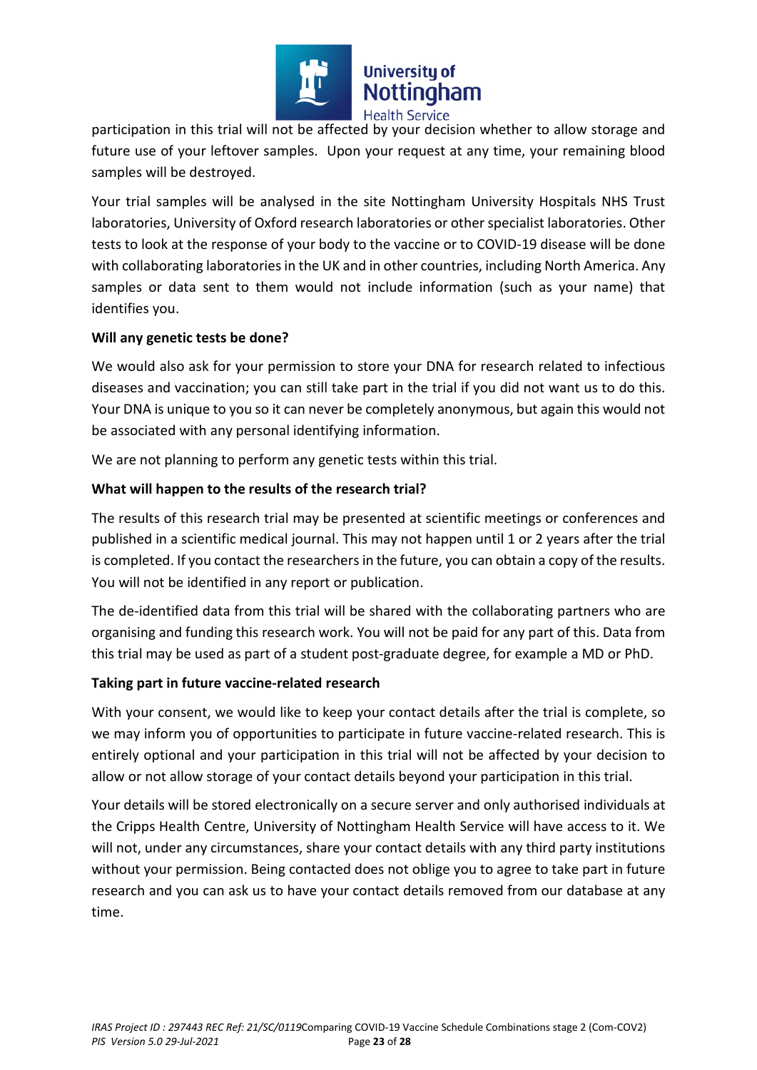participation in this trial will not be affected by your decision whether to allow storage and future use of your leftover samples. Upon your request at any time, your remaining blood samples will be destroyed.

Your trial samples will be analysed in the site Nottingham University Hospitals NHS Trust laboratories, University of Oxford research laboratories or other specialist laboratories. Other tests to look at the response of your body to the vaccine or to COVID-19 disease will be done with collaborating laboratories in the UK and in other countries, including North America. Any samples or data sent to them would not include information (such as your name) that identifies you.

**Will any genetic tests be done?**

We would also ask for your permission to store your DNA for research related to infectious diseases and vaccination; you can still take part in the trial if you did not want us to do this. Your DNA is unique to you so it can never be completely anonymous, but again this would not be associated with any personal identifying information.

We are not planning to perform any genetic tests within this trial.

**What will happen to the results of the research trial?**

The results of this research trial may be presented at scientific meetings or conferences and published in a scientific medical journal. This may not happen until 1 or 2 years after the trial is completed. If you contact the researchers in the future, you can obtain a copy of the results. You will not be identified in any report or publication.

The de-identified data from this trial will be shared with the collaborating partners who are organising and funding this research work. You will not be paid for any part of this. Data from this trial may be used as part of a student post-graduate degree, for example a MD or PhD.

**Taking part in future vaccine-related research**

With your consent, we would like to keep your contact details after the trial is complete, so we may inform you of opportunities to participate in future vaccine-related research. This is entirely optional and your participation in this trial will not be affected by your decision to allow or not allow storage of your contact details beyond your participation in this trial.

Your details will be stored electronically on a secure server and only authorised individuals at the Cripps Health Centre, University of Nottingham Health Service will have access to it. We will not, under any circumstances, share your contact details with any third party institutions without your permission. Being contacted does not oblige you to agree to take part in future research and you can ask us to have your contact details removed from our database at any time.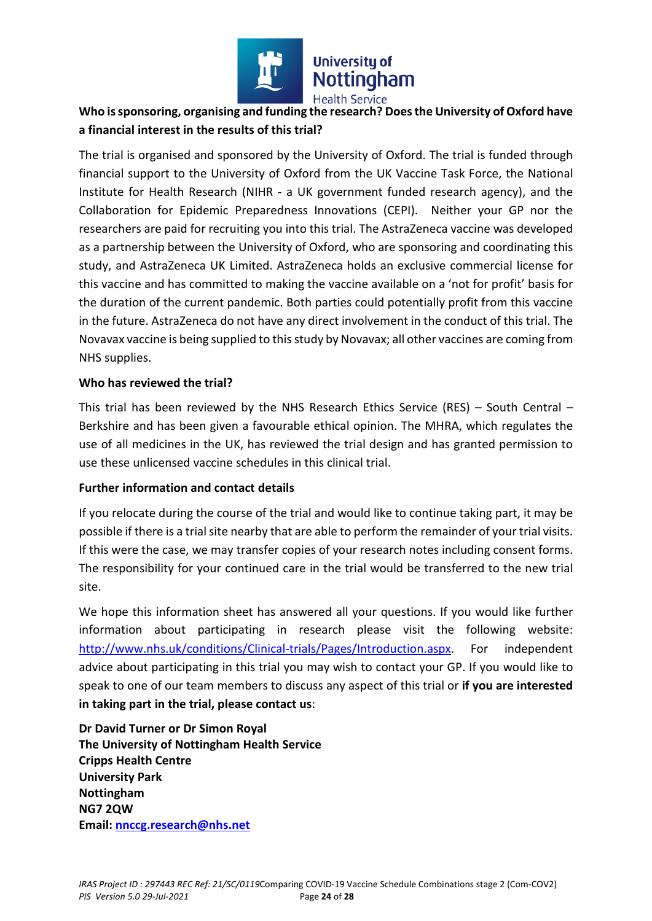**Who is sponsoring, organising and funding the research? Does the University of Oxford have a financial interest in the results of this trial?**

The trial is organised and sponsored by the University of Oxford. The trial is funded through financial support to the University of Oxford from the UK Vaccine Task Force, the National Institute for Health Research (NIHR - a UK government funded research agency), and the Collaboration for Epidemic Preparedness Innovations (CEPI). Neither your GP nor the researchers are paid for recruiting you into this trial. The AstraZeneca vaccine was developed as a partnership between the University of Oxford, who are sponsoring and coordinating this study, and AstraZeneca UK Limited. AstraZeneca holds an exclusive commercial license for this vaccine and has committed to making the vaccine available on a 'not for profit' basis for the duration of the current pandemic. Both parties could potentially profit from this vaccine in the future. AstraZeneca do not have any direct involvement in the conduct of this trial. The Novavax vaccine is being supplied to this study by Novavax; all other vaccines are coming from NHS supplies.

**Who has reviewed the trial?**

This trial has been reviewed by the NHS Research Ethics Service (RES) – South Central – Berkshire and has been given a favourable ethical opinion. The MHRA, which regulates the use of all medicines in the UK, has reviewed the trial design and has granted permission to use these unlicensed vaccine schedules in this clinical trial.

**Further information and contact details**

If you relocate during the course of the trial and would like to continue taking part, it may be possible if there is a trial site nearby that are able to perform the remainder of your trial visits. If this were the case, we may transfer copies of your research notes including consent forms. The responsibility for your continued care in the trial would be transferred to the new trial site.

We hope this information sheet has answered all your questions. If you would like further information about participating in research please visit the following website: http://www.nhs.uk/conditions/Clinical-trials/Pages/Introduction.aspx. For independent advice about participating in this trial you may wish to contact your GP. If you would like to speak to one of our team members to discuss any aspect of this trial or **if you are interested in taking part in the trial, please contact us**:

**Dr David Turner or Dr Simon Royal**
**The University of Nottingham Health Service**
**Cripps Health Centre**
**University Park**
**Nottingham**
**NG7 2QW**
**Email: nnccg.research@nhs.net**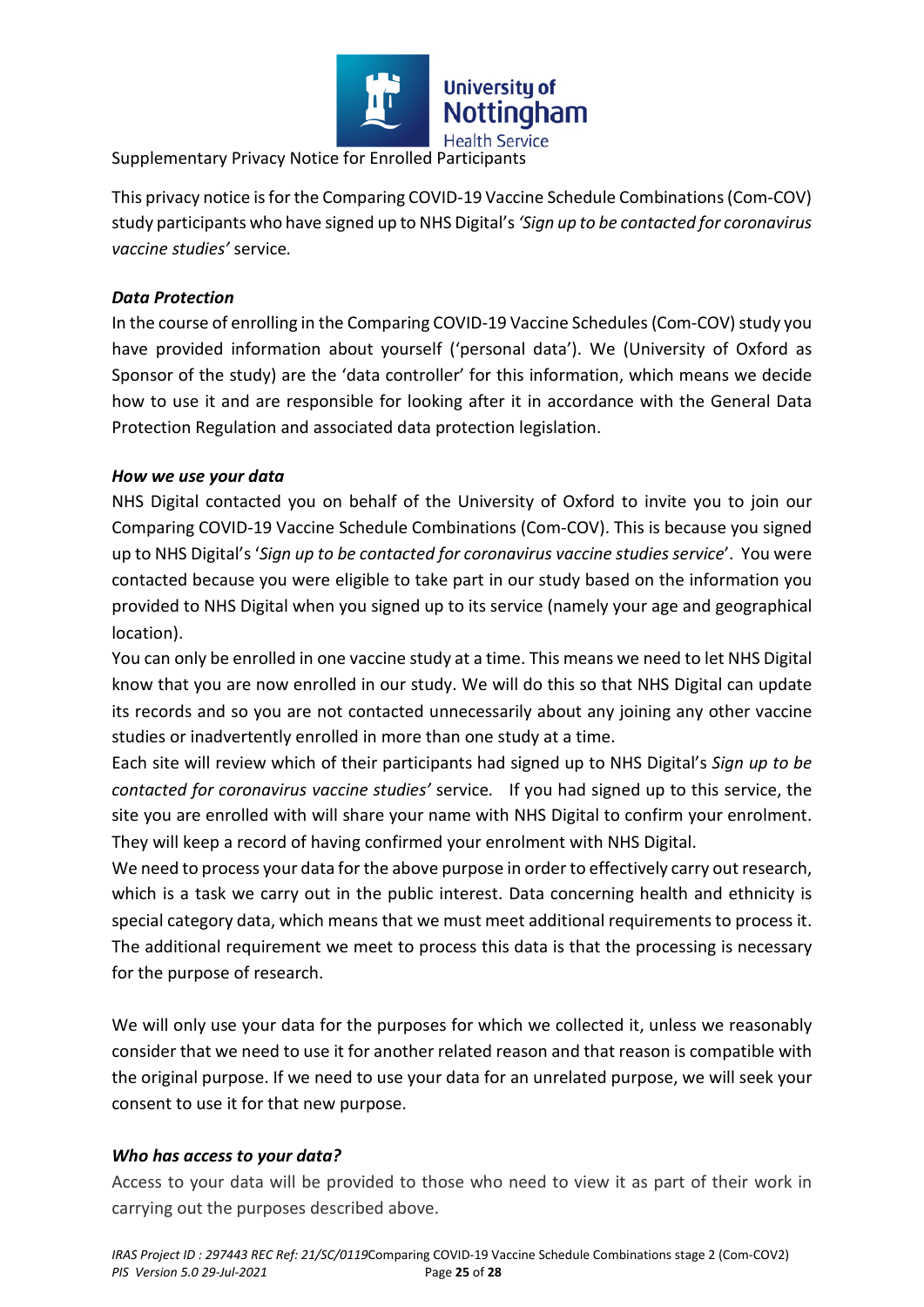Supplementary Privacy Notice for Enrolled Participants

This privacy notice is for the Comparing COVID-19 Vaccine Schedule Combinations (Com-COV) study participants who have signed up to NHS Digital's *'Sign up to be contacted for coronavirus vaccine studies'* service.

### *Data Protection*

In the course of enrolling in the Comparing COVID-19 Vaccine Schedules (Com-COV) study you have provided information about yourself ('personal data'). We (University of Oxford as Sponsor of the study) are the 'data controller' for this information, which means we decide how to use it and are responsible for looking after it in accordance with the General Data Protection Regulation and associated data protection legislation.

### *How we use your data*

NHS Digital contacted you on behalf of the University of Oxford to invite you to join our Comparing COVID-19 Vaccine Schedule Combinations (Com-COV). This is because you signed up to NHS Digital's '*Sign up to be contacted for coronavirus vaccine studies service*'. You were contacted because you were eligible to take part in our study based on the information you provided to NHS Digital when you signed up to its service (namely your age and geographical location).

You can only be enrolled in one vaccine study at a time. This means we need to let NHS Digital know that you are now enrolled in our study. We will do this so that NHS Digital can update its records and so you are not contacted unnecessarily about any joining any other vaccine studies or inadvertently enrolled in more than one study at a time.

Each site will review which of their participants had signed up to NHS Digital's *Sign up to be contacted for coronavirus vaccine studies'* service. If you had signed up to this service, the site you are enrolled with will share your name with NHS Digital to confirm your enrolment. They will keep a record of having confirmed your enrolment with NHS Digital.

We need to process your data for the above purpose in order to effectively carry out research, which is a task we carry out in the public interest. Data concerning health and ethnicity is special category data, which means that we must meet additional requirements to process it. The additional requirement we meet to process this data is that the processing is necessary for the purpose of research.

We will only use your data for the purposes for which we collected it, unless we reasonably consider that we need to use it for another related reason and that reason is compatible with the original purpose. If we need to use your data for an unrelated purpose, we will seek your consent to use it for that new purpose.

### *Who has access to your data?*

Access to your data will be provided to those who need to view it as part of their work in carrying out the purposes described above.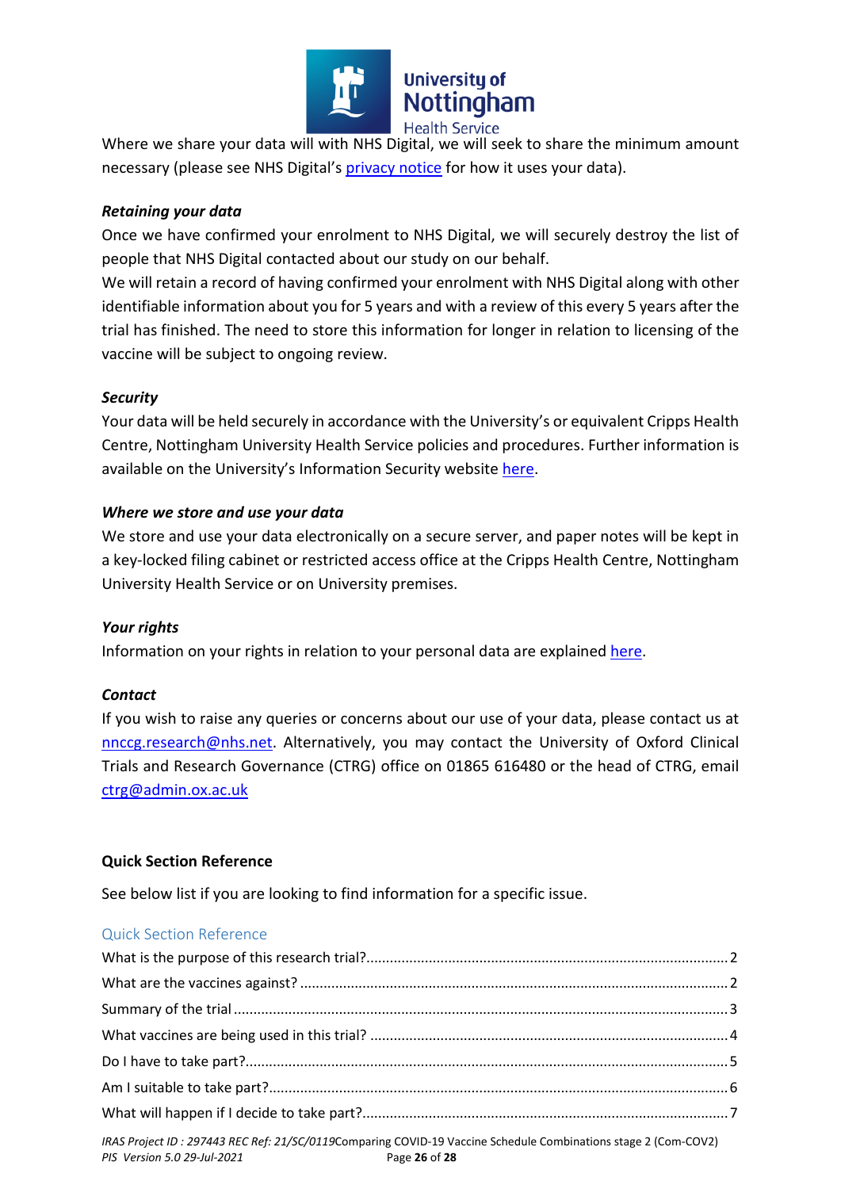Where we share your data will with NHS Digital, we will seek to share the minimum amount necessary (please see NHS Digital's privacy notice for how it uses your data).

***Retaining your data***

Once we have confirmed your enrolment to NHS Digital, we will securely destroy the list of people that NHS Digital contacted about our study on our behalf.

We will retain a record of having confirmed your enrolment with NHS Digital along with other identifiable information about you for 5 years and with a review of this every 5 years after the trial has finished. The need to store this information for longer in relation to licensing of the vaccine will be subject to ongoing review.

***Security***

Your data will be held securely in accordance with the University's or equivalent Cripps Health Centre, Nottingham University Health Service policies and procedures. Further information is available on the University's Information Security website here.

***Where we store and use your data***

We store and use your data electronically on a secure server, and paper notes will be kept in a key-locked filing cabinet or restricted access office at the Cripps Health Centre, Nottingham University Health Service or on University premises.

***Your rights***

Information on your rights in relation to your personal data are explained here.

***Contact***

If you wish to raise any queries or concerns about our use of your data, please contact us at nnccg.research@nhs.net. Alternatively, you may contact the University of Oxford Clinical Trials and Research Governance (CTRG) office on 01865 616480 or the head of CTRG, email ctrg@admin.ox.ac.uk

**Quick Section Reference**

See below list if you are looking to find information for a specific issue.

## Quick Section Reference

What is the purpose of this research trial? ..... 2
What are the vaccines against? ..... 2
Summary of the trial ..... 3
What vaccines are being used in this trial? ..... 4
Do I have to take part? ..... 5
Am I suitable to take part? ..... 6
What will happen if I decide to take part? ..... 7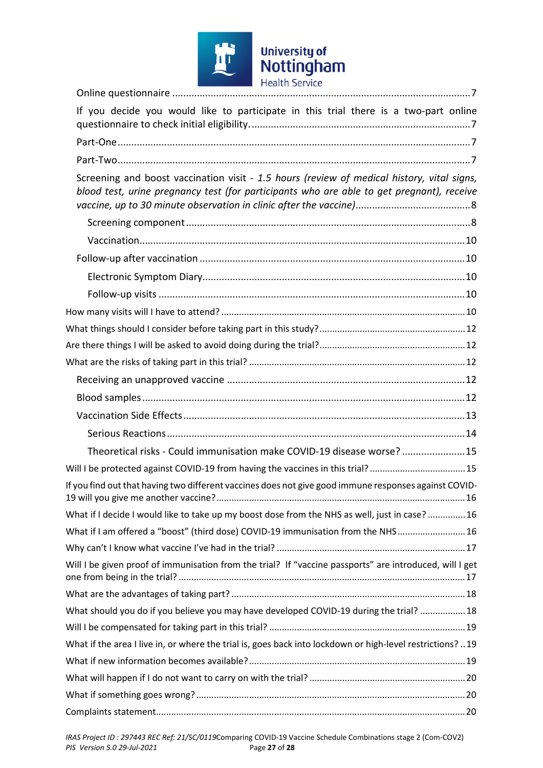Online questionnaire ......................................................................................................7

If you decide you would like to participate in this trial there is a two-part online questionnaire to check initial eligibility. ...............................................................................7

Part-One ..........................................................................................................................7

Part-Two ..........................................................................................................................7

Screening and boost vaccination visit - *1.5 hours (review of medical history, vital signs, blood test, urine pregnancy test (for participants who are able to get pregnant), receive vaccine, up to 30 minute observation in clinic after the vaccine)* ........................................8

Screening component .......................................................................................................8

Vaccination ......................................................................................................................10

Follow-up after vaccination ..............................................................................................10

Electronic Symptom Diary ................................................................................................10

Follow-up visits ................................................................................................................10

How many visits will I have to attend? ...............................................................................10

What things should I consider before taking part in this study? ..........................................12

Are there things I will be asked to avoid doing during the trial? .........................................12

What are the risks of taking part in this trial? ....................................................................12

Receiving an unapproved vaccine ......................................................................................12

Blood samples ..................................................................................................................12

Vaccination Side Effects ....................................................................................................13

Serious Reactions ..............................................................................................................14

Theoretical risks - Could immunisation make COVID-19 disease worse? ..............................15

Will I be protected against COVID-19 from having the vaccines in this trial? ......................15

If you find out that having two different vaccines does not give good immune responses against COVID-19 will you give me another vaccine? ........................................................................................16

What if I decide I would like to take up my boost dose from the NHS as well, just in case? ...............16

What if I am offered a "boost" (third dose) COVID-19 immunisation from the NHS .......................16

Why can't I know what vaccine I've had in the trial? ..........................................................17

Will I be given proof of immunisation from the trial? If "vaccine passports" are introduced, will I get one from being in the trial? ..................................................................................................17

What are the advantages of taking part? ..............................................................................18

What should you do if you believe you may have developed COVID-19 during the trial? ..................18

Will I be compensated for taking part in this trial? ..............................................................19

What if the area I live in, or where the trial is, goes back into lockdown or high-level restrictions? ..19

What if new information becomes available? ......................................................................19

What will happen if I do not want to carry on with the trial? ...............................................20

What if something goes wrong? ..........................................................................................20

Complaints statement ..........................................................................................................20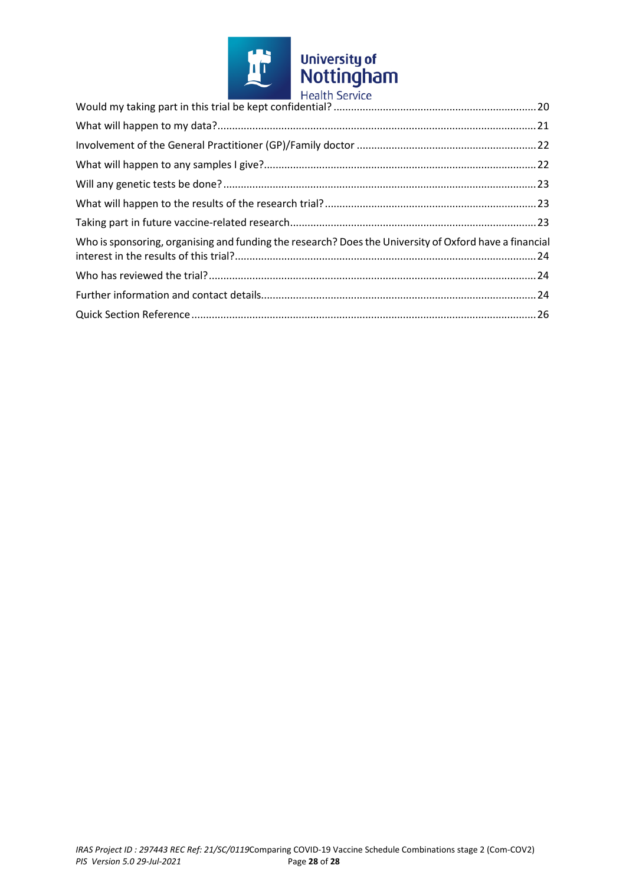Would my taking part in this trial be kept confidential? ..................................................................... 20

What will happen to my data? ..................................................................................................... 21

Involvement of the General Practitioner (GP)/Family doctor ............................................................ 22

What will happen to any samples I give? ..................................................................................... 22

Will any genetic tests be done? ...................................................................................................... 23

What will happen to the results of the research trial? ..................................................................... 23

Taking part in future vaccine-related research ................................................................................ 23

Who is sponsoring, organising and funding the research? Does the University of Oxford have a financial interest in the results of this trial? ..................................................................................... 24

Who has reviewed the trial? ........................................................................................................... 24

Further information and contact details ......................................................................................... 24

Quick Section Reference ................................................................................................................ 26